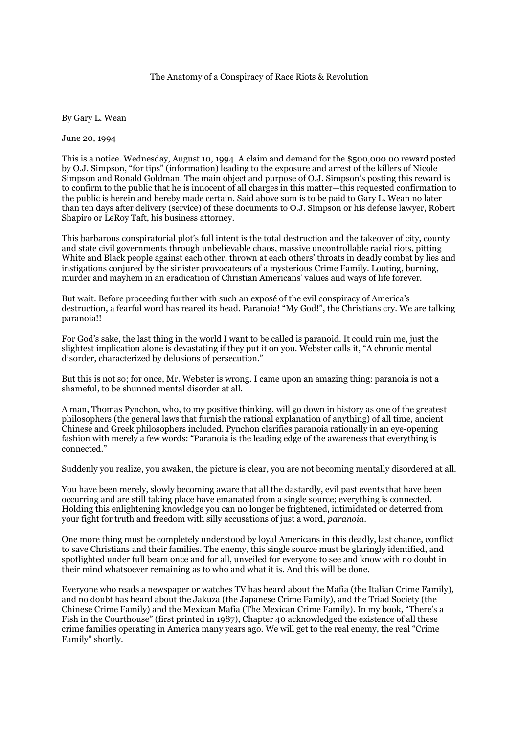# The Anatomy of a Conspiracy of Race Riots & Revolution

By Gary L. Wean

June 20, 1994

This is a notice. Wednesday, August 10, 1994. A claim and demand for the $500,000.00 reward posted by O.J. Simpson, "for tips" (information) leading to the exposure and arrest of the killers of Nicole Simpson and Ronald Goldman. The main object and purpose of O.J. Simpson's posting this reward is to confirm to the public that he is innocent of all charges in this matter—this requested confirmation to the public is herein and hereby made certain. Said above sum is to be paid to Gary L. Wean no later than ten days after delivery (service) of these documents to O.J. Simpson or his defense lawyer, Robert Shapiro or LeRoy Taft, his business attorney.

This barbarous conspiratorial plot's full intent is the total destruction and the takeover of city, county and state civil governments through unbelievable chaos, massive uncontrollable racial riots, pitting White and Black people against each other, thrown at each others' throats in deadly combat by lies and instigations conjured by the sinister provocateurs of a mysterious Crime Family. Looting, burning, murder and mayhem in an eradication of Christian Americans' values and ways of life forever.

But wait. Before proceeding further with such an exposé of the evil conspiracy of America's destruction, a fearful word has reared its head. Paranoia! "My God!", the Christians cry. We are talking paranoia!!

For God's sake, the last thing in the world I want to be called is paranoid. It could ruin me, just the slightest implication alone is devastating if they put it on you. Webster calls it, "A chronic mental disorder, characterized by delusions of persecution."

But this is not so; for once, Mr. Webster is wrong. I came upon an amazing thing: paranoia is not a shameful, to be shunned mental disorder at all.

A man, Thomas Pynchon, who, to my positive thinking, will go down in history as one of the greatest philosophers (the general laws that furnish the rational explanation of anything) of all time, ancient Chinese and Greek philosophers included. Pynchon clarifies paranoia rationally in an eye-opening fashion with merely a few words: "Paranoia is the leading edge of the awareness that everything is connected."

Suddenly you realize, you awaken, the picture is clear, you are not becoming mentally disordered at all.

You have been merely, slowly becoming aware that all the dastardly, evil past events that have been occurring and are still taking place have emanated from a single source; everything is connected. Holding this enlightening knowledge you can no longer be frightened, intimidated or deterred from your fight for truth and freedom with silly accusations of just a word, *paranoia*.

One more thing must be completely understood by loyal Americans in this deadly, last chance, conflict to save Christians and their families. The enemy, this single source must be glaringly identified, and spotlighted under full beam once and for all, unveiled for everyone to see and know with no doubt in their mind whatsoever remaining as to who and what it is. And this will be done.

Everyone who reads a newspaper or watches TV has heard about the Mafia (the Italian Crime Family), and no doubt has heard about the Jakuza (the Japanese Crime Family), and the Triad Society (the Chinese Crime Family) and the Mexican Mafia (The Mexican Crime Family). In my book, "There's a Fish in the Courthouse" (first printed in 1987), Chapter 40 acknowledged the existence of all these crime families operating in America many years ago. We will get to the real enemy, the real "Crime Family" shortly.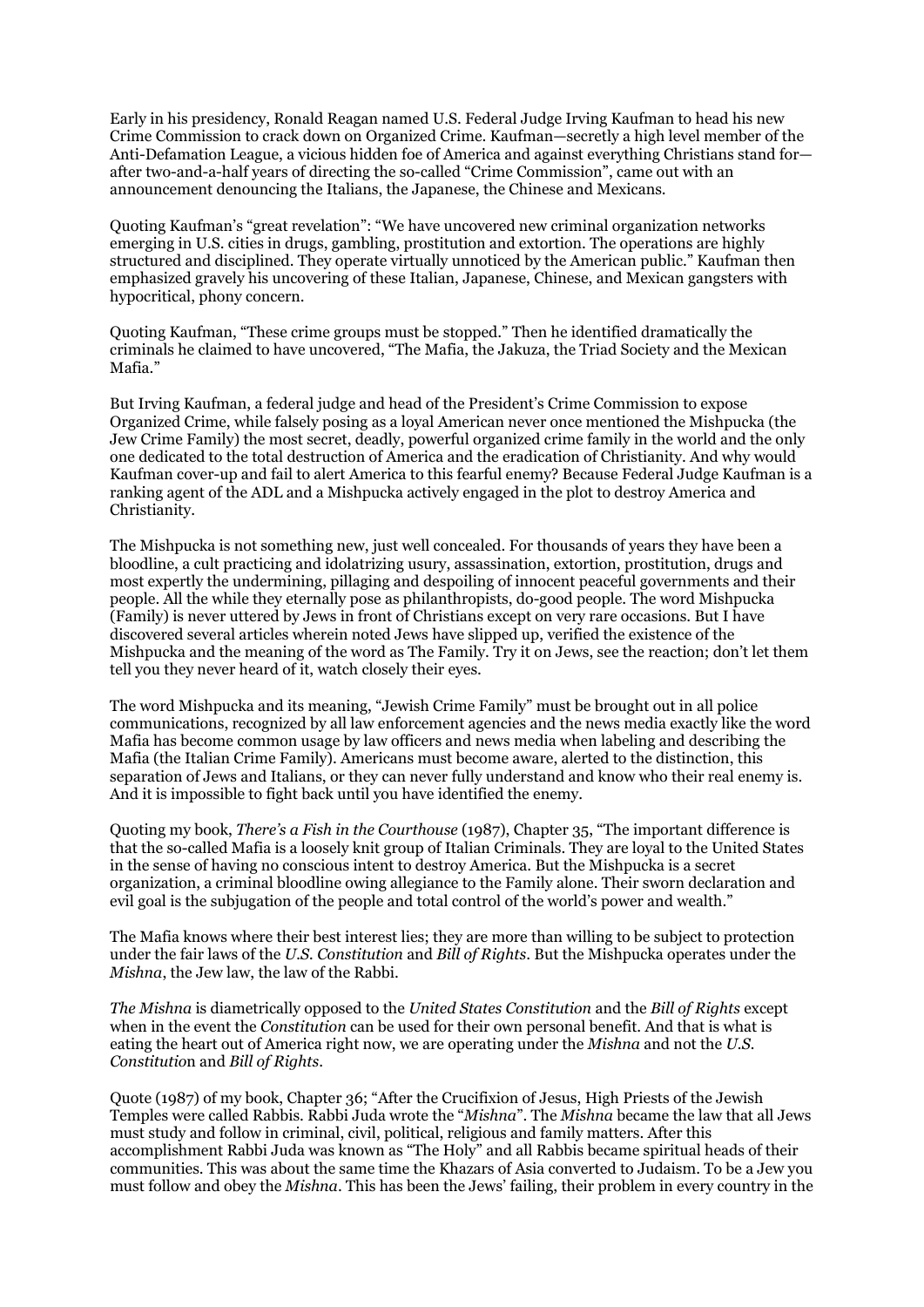Early in his presidency, Ronald Reagan named U.S. Federal Judge Irving Kaufman to head his new Crime Commission to crack down on Organized Crime. Kaufman—secretly a high level member of the Anti-Defamation League, a vicious hidden foe of America and against everything Christians stand for—after two-and-a-half years of directing the so-called "Crime Commission", came out with an announcement denouncing the Italians, the Japanese, the Chinese and Mexicans.

Quoting Kaufman's "great revelation": "We have uncovered new criminal organization networks emerging in U.S. cities in drugs, gambling, prostitution and extortion. The operations are highly structured and disciplined. They operate virtually unnoticed by the American public." Kaufman then emphasized gravely his uncovering of these Italian, Japanese, Chinese, and Mexican gangsters with hypocritical, phony concern.

Quoting Kaufman, "These crime groups must be stopped." Then he identified dramatically the criminals he claimed to have uncovered, "The Mafia, the Jakuza, the Triad Society and the Mexican Mafia."

But Irving Kaufman, a federal judge and head of the President's Crime Commission to expose Organized Crime, while falsely posing as a loyal American never once mentioned the Mishpucka (the Jew Crime Family) the most secret, deadly, powerful organized crime family in the world and the only one dedicated to the total destruction of America and the eradication of Christianity. And why would Kaufman cover-up and fail to alert America to this fearful enemy? Because Federal Judge Kaufman is a ranking agent of the ADL and a Mishpucka actively engaged in the plot to destroy America and Christianity.

The Mishpucka is not something new, just well concealed. For thousands of years they have been a bloodline, a cult practicing and idolatrizing usury, assassination, extortion, prostitution, drugs and most expertly the undermining, pillaging and despoiling of innocent peaceful governments and their people. All the while they eternally pose as philanthropists, do-good people. The word Mishpucka (Family) is never uttered by Jews in front of Christians except on very rare occasions. But I have discovered several articles wherein noted Jews have slipped up, verified the existence of the Mishpucka and the meaning of the word as The Family. Try it on Jews, see the reaction; don't let them tell you they never heard of it, watch closely their eyes.

The word Mishpucka and its meaning, "Jewish Crime Family" must be brought out in all police communications, recognized by all law enforcement agencies and the news media exactly like the word Mafia has become common usage by law officers and news media when labeling and describing the Mafia (the Italian Crime Family). Americans must become aware, alerted to the distinction, this separation of Jews and Italians, or they can never fully understand and know who their real enemy is. And it is impossible to fight back until you have identified the enemy.

Quoting my book, *There's a Fish in the Courthouse* (1987), Chapter 35, "The important difference is that the so-called Mafia is a loosely knit group of Italian Criminals. They are loyal to the United States in the sense of having no conscious intent to destroy America. But the Mishpucka is a secret organization, a criminal bloodline owing allegiance to the Family alone. Their sworn declaration and evil goal is the subjugation of the people and total control of the world's power and wealth."

The Mafia knows where their best interest lies; they are more than willing to be subject to protection under the fair laws of the *U.S. Constitution* and *Bill of Rights*. But the Mishpucka operates under the *Mishna*, the Jew law, the law of the Rabbi.

*The Mishna* is diametrically opposed to the *United States Constitution* and the *Bill of Rights* except when in the event the *Constitution* can be used for their own personal benefit. And that is what is eating the heart out of America right now, we are operating under the *Mishna* and not the *U.S. Constitution* and *Bill of Rights*.

Quote (1987) of my book, Chapter 36; "After the Crucifixion of Jesus, High Priests of the Jewish Temples were called Rabbis. Rabbi Juda wrote the "*Mishna*". The *Mishna* became the law that all Jews must study and follow in criminal, civil, political, religious and family matters. After this accomplishment Rabbi Juda was known as "The Holy" and all Rabbis became spiritual heads of their communities. This was about the same time the Khazars of Asia converted to Judaism. To be a Jew you must follow and obey the *Mishna*. This has been the Jews' failing, their problem in every country in the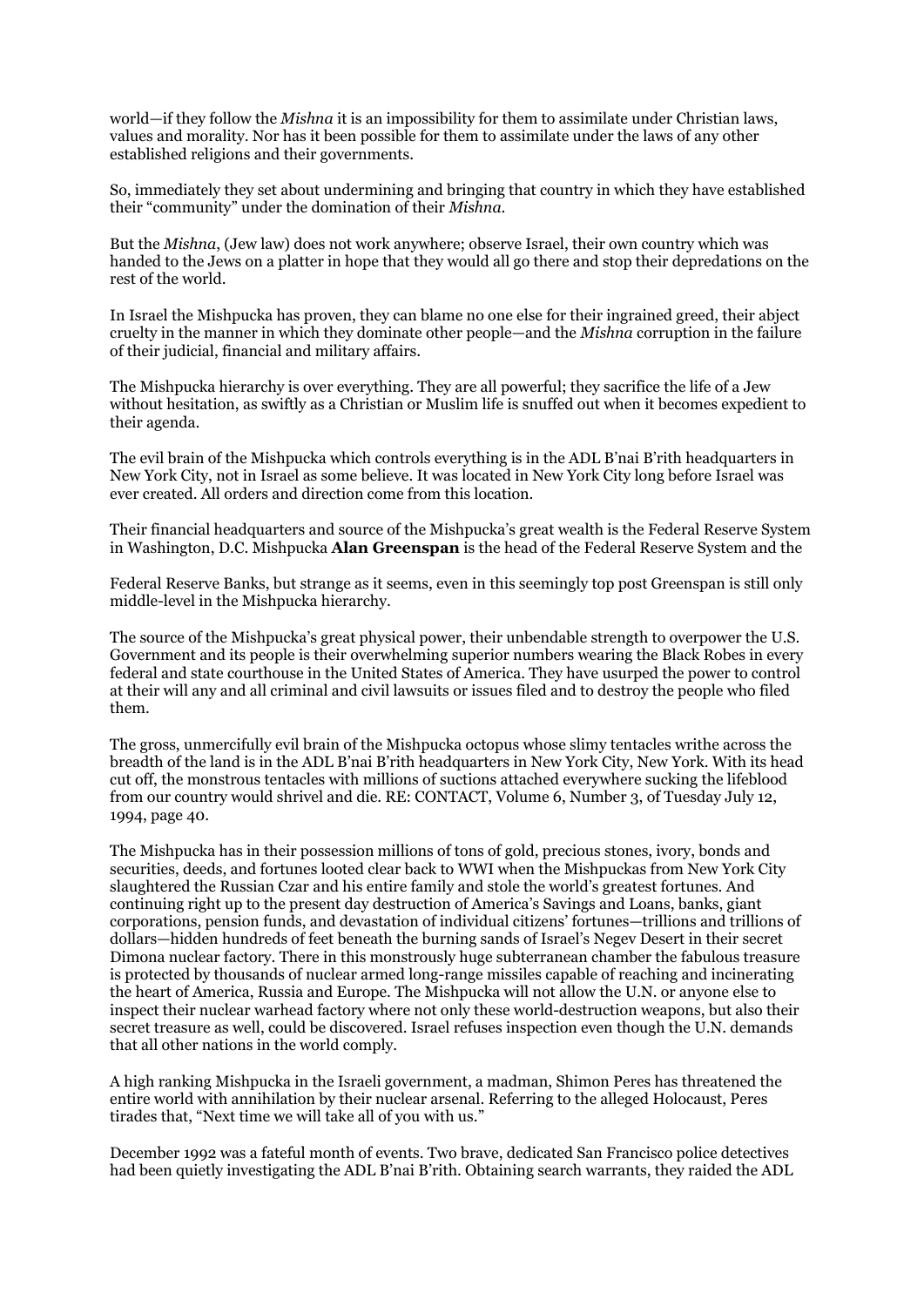world—if they follow the *Mishna* it is an impossibility for them to assimilate under Christian laws, values and morality. Nor has it been possible for them to assimilate under the laws of any other established religions and their governments.

So, immediately they set about undermining and bringing that country in which they have established their "community" under the domination of their *Mishna*.

But the *Mishna*, (Jew law) does not work anywhere; observe Israel, their own country which was handed to the Jews on a platter in hope that they would all go there and stop their depredations on the rest of the world.

In Israel the Mishpucka has proven, they can blame no one else for their ingrained greed, their abject cruelty in the manner in which they dominate other people—and the *Mishna* corruption in the failure of their judicial, financial and military affairs.

The Mishpucka hierarchy is over everything. They are all powerful; they sacrifice the life of a Jew without hesitation, as swiftly as a Christian or Muslim life is snuffed out when it becomes expedient to their agenda.

The evil brain of the Mishpucka which controls everything is in the ADL B'nai B'rith headquarters in New York City, not in Israel as some believe. It was located in New York City long before Israel was ever created. All orders and direction come from this location.

Their financial headquarters and source of the Mishpucka's great wealth is the Federal Reserve System in Washington, D.C. Mishpucka **Alan Greenspan** is the head of the Federal Reserve System and the Federal Reserve Banks, but strange as it seems, even in this seemingly top post Greenspan is still only middle-level in the Mishpucka hierarchy.

The source of the Mishpucka's great physical power, their unbendable strength to overpower the U.S. Government and its people is their overwhelming superior numbers wearing the Black Robes in every federal and state courthouse in the United States of America. They have usurped the power to control at their will any and all criminal and civil lawsuits or issues filed and to destroy the people who filed them.

The gross, unmercifully evil brain of the Mishpucka octopus whose slimy tentacles writhe across the breadth of the land is in the ADL B'nai B'rith headquarters in New York City, New York. With its head cut off, the monstrous tentacles with millions of suctions attached everywhere sucking the lifeblood from our country would shrivel and die. RE: CONTACT, Volume 6, Number 3, of Tuesday July 12, 1994, page 40.

The Mishpucka has in their possession millions of tons of gold, precious stones, ivory, bonds and securities, deeds, and fortunes looted clear back to WWI when the Mishpuckas from New York City slaughtered the Russian Czar and his entire family and stole the world's greatest fortunes. And continuing right up to the present day destruction of America's Savings and Loans, banks, giant corporations, pension funds, and devastation of individual citizens' fortunes—trillions and trillions of dollars—hidden hundreds of feet beneath the burning sands of Israel's Negev Desert in their secret Dimona nuclear factory. There in this monstrously huge subterranean chamber the fabulous treasure is protected by thousands of nuclear armed long-range missiles capable of reaching and incinerating the heart of America, Russia and Europe. The Mishpucka will not allow the U.N. or anyone else to inspect their nuclear warhead factory where not only these world-destruction weapons, but also their secret treasure as well, could be discovered. Israel refuses inspection even though the U.N. demands that all other nations in the world comply.

A high ranking Mishpucka in the Israeli government, a madman, Shimon Peres has threatened the entire world with annihilation by their nuclear arsenal. Referring to the alleged Holocaust, Peres tirades that, "Next time we will take all of you with us."

December 1992 was a fateful month of events. Two brave, dedicated San Francisco police detectives had been quietly investigating the ADL B'nai B'rith. Obtaining search warrants, they raided the ADL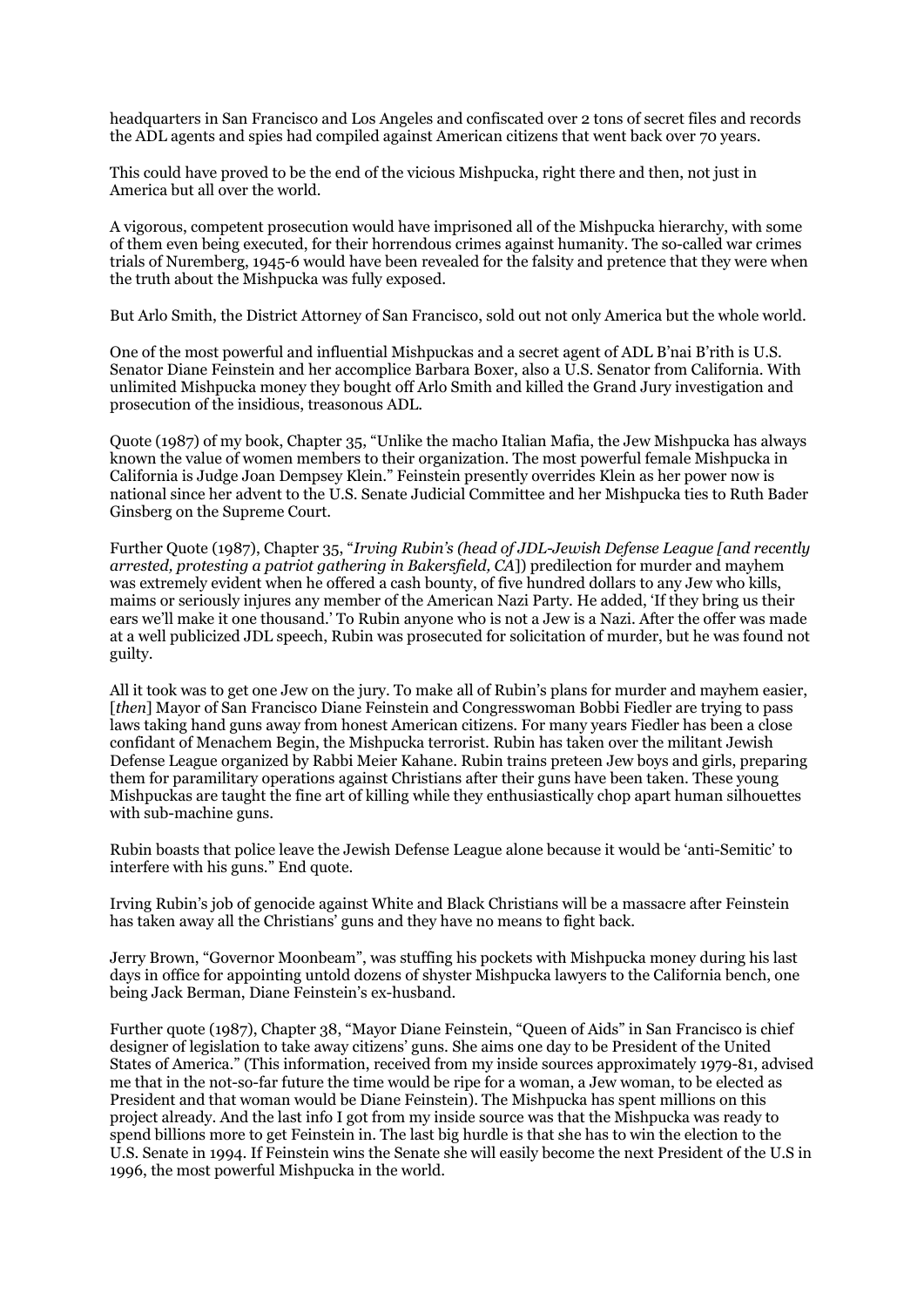headquarters in San Francisco and Los Angeles and confiscated over 2 tons of secret files and records the ADL agents and spies had compiled against American citizens that went back over 70 years.

This could have proved to be the end of the vicious Mishpucka, right there and then, not just in America but all over the world.

A vigorous, competent prosecution would have imprisoned all of the Mishpucka hierarchy, with some of them even being executed, for their horrendous crimes against humanity. The so-called war crimes trials of Nuremberg, 1945-6 would have been revealed for the falsity and pretence that they were when the truth about the Mishpucka was fully exposed.

But Arlo Smith, the District Attorney of San Francisco, sold out not only America but the whole world.

One of the most powerful and influential Mishpuckas and a secret agent of ADL B'nai B'rith is U.S. Senator Diane Feinstein and her accomplice Barbara Boxer, also a U.S. Senator from California. With unlimited Mishpucka money they bought off Arlo Smith and killed the Grand Jury investigation and prosecution of the insidious, treasonous ADL.

Quote (1987) of my book, Chapter 35, "Unlike the macho Italian Mafia, the Jew Mishpucka has always known the value of women members to their organization. The most powerful female Mishpucka in California is Judge Joan Dempsey Klein." Feinstein presently overrides Klein as her power now is national since her advent to the U.S. Senate Judicial Committee and her Mishpucka ties to Ruth Bader Ginsberg on the Supreme Court.

Further Quote (1987), Chapter 35, "*Irving Rubin's (head of JDL-Jewish Defense League [and recently arrested, protesting a patriot gathering in Bakersfield, CA*]) predilection for murder and mayhem was extremely evident when he offered a cash bounty, of five hundred dollars to any Jew who kills, maims or seriously injures any member of the American Nazi Party. He added, 'If they bring us their ears we'll make it one thousand.' To Rubin anyone who is not a Jew is a Nazi. After the offer was made at a well publicized JDL speech, Rubin was prosecuted for solicitation of murder, but he was found not guilty.

All it took was to get one Jew on the jury. To make all of Rubin's plans for murder and mayhem easier, [*then*] Mayor of San Francisco Diane Feinstein and Congresswoman Bobbi Fiedler are trying to pass laws taking hand guns away from honest American citizens. For many years Fiedler has been a close confidant of Menachem Begin, the Mishpucka terrorist. Rubin has taken over the militant Jewish Defense League organized by Rabbi Meier Kahane. Rubin trains preteen Jew boys and girls, preparing them for paramilitary operations against Christians after their guns have been taken. These young Mishpuckas are taught the fine art of killing while they enthusiastically chop apart human silhouettes with sub-machine guns.

Rubin boasts that police leave the Jewish Defense League alone because it would be 'anti-Semitic' to interfere with his guns." End quote.

Irving Rubin's job of genocide against White and Black Christians will be a massacre after Feinstein has taken away all the Christians' guns and they have no means to fight back.

Jerry Brown, "Governor Moonbeam", was stuffing his pockets with Mishpucka money during his last days in office for appointing untold dozens of shyster Mishpucka lawyers to the California bench, one being Jack Berman, Diane Feinstein's ex-husband.

Further quote (1987), Chapter 38, "Mayor Diane Feinstein, "Queen of Aids" in San Francisco is chief designer of legislation to take away citizens' guns. She aims one day to be President of the United States of America." (This information, received from my inside sources approximately 1979-81, advised me that in the not-so-far future the time would be ripe for a woman, a Jew woman, to be elected as President and that woman would be Diane Feinstein). The Mishpucka has spent millions on this project already. And the last info I got from my inside source was that the Mishpucka was ready to spend billions more to get Feinstein in. The last big hurdle is that she has to win the election to the U.S. Senate in 1994. If Feinstein wins the Senate she will easily become the next President of the U.S in 1996, the most powerful Mishpucka in the world.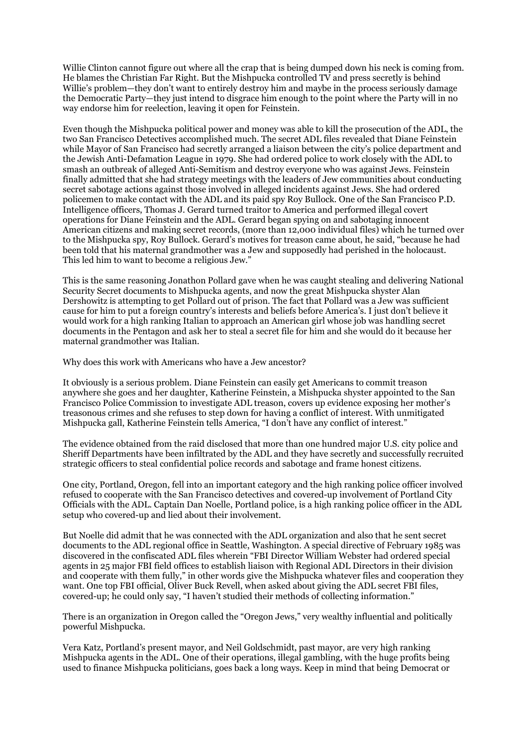Willie Clinton cannot figure out where all the crap that is being dumped down his neck is coming from. He blames the Christian Far Right. But the Mishpucka controlled TV and press secretly is behind Willie's problem—they don't want to entirely destroy him and maybe in the process seriously damage the Democratic Party—they just intend to disgrace him enough to the point where the Party will in no way endorse him for reelection, leaving it open for Feinstein.

Even though the Mishpucka political power and money was able to kill the prosecution of the ADL, the two San Francisco Detectives accomplished much. The secret ADL files revealed that Diane Feinstein while Mayor of San Francisco had secretly arranged a liaison between the city's police department and the Jewish Anti-Defamation League in 1979. She had ordered police to work closely with the ADL to smash an outbreak of alleged Anti-Semitism and destroy everyone who was against Jews. Feinstein finally admitted that she had strategy meetings with the leaders of Jew communities about conducting secret sabotage actions against those involved in alleged incidents against Jews. She had ordered policemen to make contact with the ADL and its paid spy Roy Bullock. One of the San Francisco P.D. Intelligence officers, Thomas J. Gerard turned traitor to America and performed illegal covert operations for Diane Feinstein and the ADL. Gerard began spying on and sabotaging innocent American citizens and making secret records, (more than 12,000 individual files) which he turned over to the Mishpucka spy, Roy Bullock. Gerard's motives for treason came about, he said, "because he had been told that his maternal grandmother was a Jew and supposedly had perished in the holocaust. This led him to want to become a religious Jew."

This is the same reasoning Jonathon Pollard gave when he was caught stealing and delivering National Security Secret documents to Mishpucka agents, and now the great Mishpucka shyster Alan Dershowitz is attempting to get Pollard out of prison. The fact that Pollard was a Jew was sufficient cause for him to put a foreign country's interests and beliefs before America's. I just don't believe it would work for a high ranking Italian to approach an American girl whose job was handling secret documents in the Pentagon and ask her to steal a secret file for him and she would do it because her maternal grandmother was Italian.

Why does this work with Americans who have a Jew ancestor?

It obviously is a serious problem. Diane Feinstein can easily get Americans to commit treason anywhere she goes and her daughter, Katherine Feinstein, a Mishpucka shyster appointed to the San Francisco Police Commission to investigate ADL treason, covers up evidence exposing her mother's treasonous crimes and she refuses to step down for having a conflict of interest. With unmitigated Mishpucka gall, Katherine Feinstein tells America, "I don't have any conflict of interest."

The evidence obtained from the raid disclosed that more than one hundred major U.S. city police and Sheriff Departments have been infiltrated by the ADL and they have secretly and successfully recruited strategic officers to steal confidential police records and sabotage and frame honest citizens.

One city, Portland, Oregon, fell into an important category and the high ranking police officer involved refused to cooperate with the San Francisco detectives and covered-up involvement of Portland City Officials with the ADL. Captain Dan Noelle, Portland police, is a high ranking police officer in the ADL setup who covered-up and lied about their involvement.

But Noelle did admit that he was connected with the ADL organization and also that he sent secret documents to the ADL regional office in Seattle, Washington. A special directive of February 1985 was discovered in the confiscated ADL files wherein "FBI Director William Webster had ordered special agents in 25 major FBI field offices to establish liaison with Regional ADL Directors in their division and cooperate with them fully," in other words give the Mishpucka whatever files and cooperation they want. One top FBI official, Oliver Buck Revell, when asked about giving the ADL secret FBI files, covered-up; he could only say, "I haven't studied their methods of collecting information."

There is an organization in Oregon called the "Oregon Jews," very wealthy influential and politically powerful Mishpucka.

Vera Katz, Portland's present mayor, and Neil Goldschmidt, past mayor, are very high ranking Mishpucka agents in the ADL. One of their operations, illegal gambling, with the huge profits being used to finance Mishpucka politicians, goes back a long ways. Keep in mind that being Democrat or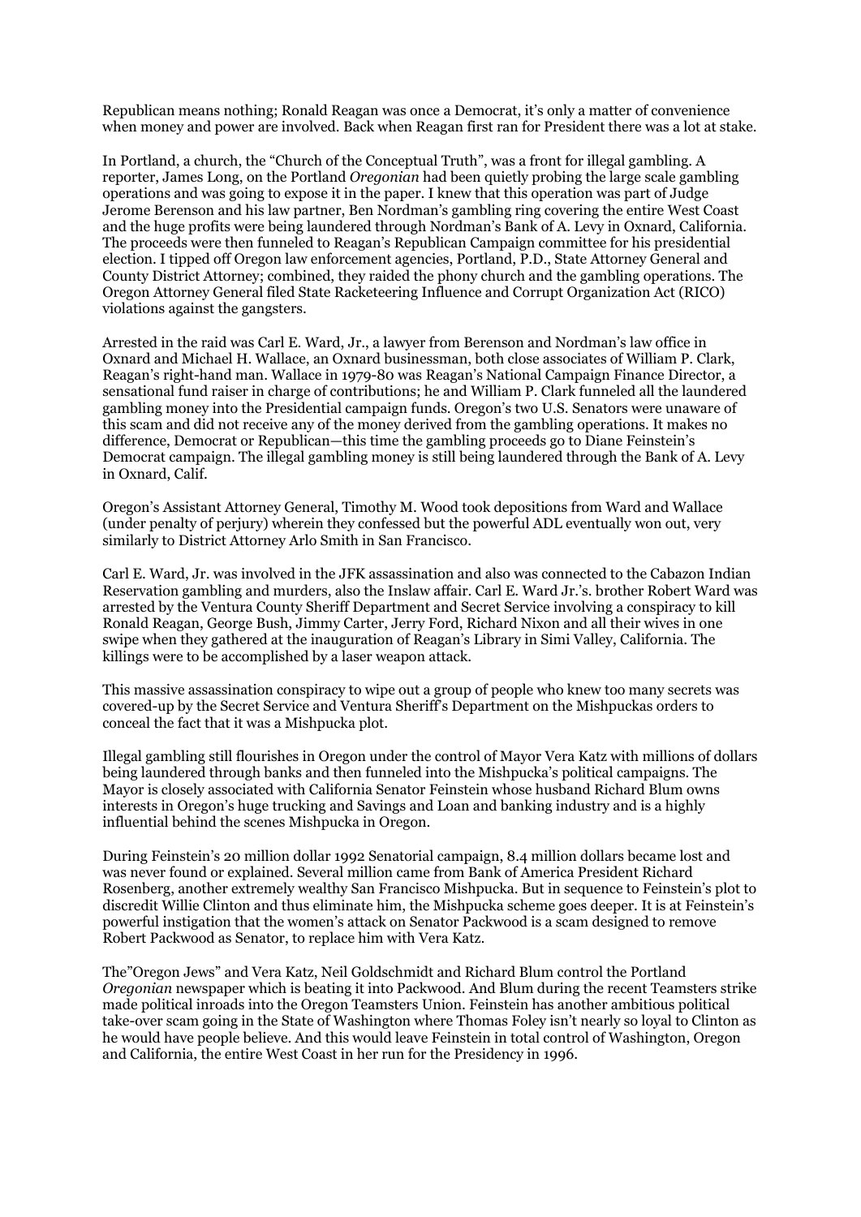Republican means nothing; Ronald Reagan was once a Democrat, it's only a matter of convenience when money and power are involved. Back when Reagan first ran for President there was a lot at stake.

In Portland, a church, the "Church of the Conceptual Truth", was a front for illegal gambling. A reporter, James Long, on the Portland *Oregonian* had been quietly probing the large scale gambling operations and was going to expose it in the paper. I knew that this operation was part of Judge Jerome Berenson and his law partner, Ben Nordman's gambling ring covering the entire West Coast and the huge profits were being laundered through Nordman's Bank of A. Levy in Oxnard, California. The proceeds were then funneled to Reagan's Republican Campaign committee for his presidential election. I tipped off Oregon law enforcement agencies, Portland, P.D., State Attorney General and County District Attorney; combined, they raided the phony church and the gambling operations. The Oregon Attorney General filed State Racketeering Influence and Corrupt Organization Act (RICO) violations against the gangsters.

Arrested in the raid was Carl E. Ward, Jr., a lawyer from Berenson and Nordman's law office in Oxnard and Michael H. Wallace, an Oxnard businessman, both close associates of William P. Clark, Reagan's right-hand man. Wallace in 1979-80 was Reagan's National Campaign Finance Director, a sensational fund raiser in charge of contributions; he and William P. Clark funneled all the laundered gambling money into the Presidential campaign funds. Oregon's two U.S. Senators were unaware of this scam and did not receive any of the money derived from the gambling operations. It makes no difference, Democrat or Republican—this time the gambling proceeds go to Diane Feinstein's Democrat campaign. The illegal gambling money is still being laundered through the Bank of A. Levy in Oxnard, Calif.

Oregon's Assistant Attorney General, Timothy M. Wood took depositions from Ward and Wallace (under penalty of perjury) wherein they confessed but the powerful ADL eventually won out, very similarly to District Attorney Arlo Smith in San Francisco.

Carl E. Ward, Jr. was involved in the JFK assassination and also was connected to the Cabazon Indian Reservation gambling and murders, also the Inslaw affair. Carl E. Ward Jr.'s. brother Robert Ward was arrested by the Ventura County Sheriff Department and Secret Service involving a conspiracy to kill Ronald Reagan, George Bush, Jimmy Carter, Jerry Ford, Richard Nixon and all their wives in one swipe when they gathered at the inauguration of Reagan's Library in Simi Valley, California. The killings were to be accomplished by a laser weapon attack.

This massive assassination conspiracy to wipe out a group of people who knew too many secrets was covered-up by the Secret Service and Ventura Sheriff's Department on the Mishpuckas orders to conceal the fact that it was a Mishpucka plot.

Illegal gambling still flourishes in Oregon under the control of Mayor Vera Katz with millions of dollars being laundered through banks and then funneled into the Mishpucka's political campaigns. The Mayor is closely associated with California Senator Feinstein whose husband Richard Blum owns interests in Oregon's huge trucking and Savings and Loan and banking industry and is a highly influential behind the scenes Mishpucka in Oregon.

During Feinstein's 20 million dollar 1992 Senatorial campaign, 8.4 million dollars became lost and was never found or explained. Several million came from Bank of America President Richard Rosenberg, another extremely wealthy San Francisco Mishpucka. But in sequence to Feinstein's plot to discredit Willie Clinton and thus eliminate him, the Mishpucka scheme goes deeper. It is at Feinstein's powerful instigation that the women's attack on Senator Packwood is a scam designed to remove Robert Packwood as Senator, to replace him with Vera Katz.

The"Oregon Jews" and Vera Katz, Neil Goldschmidt and Richard Blum control the Portland *Oregonian* newspaper which is beating it into Packwood. And Blum during the recent Teamsters strike made political inroads into the Oregon Teamsters Union. Feinstein has another ambitious political take-over scam going in the State of Washington where Thomas Foley isn't nearly so loyal to Clinton as he would have people believe. And this would leave Feinstein in total control of Washington, Oregon and California, the entire West Coast in her run for the Presidency in 1996.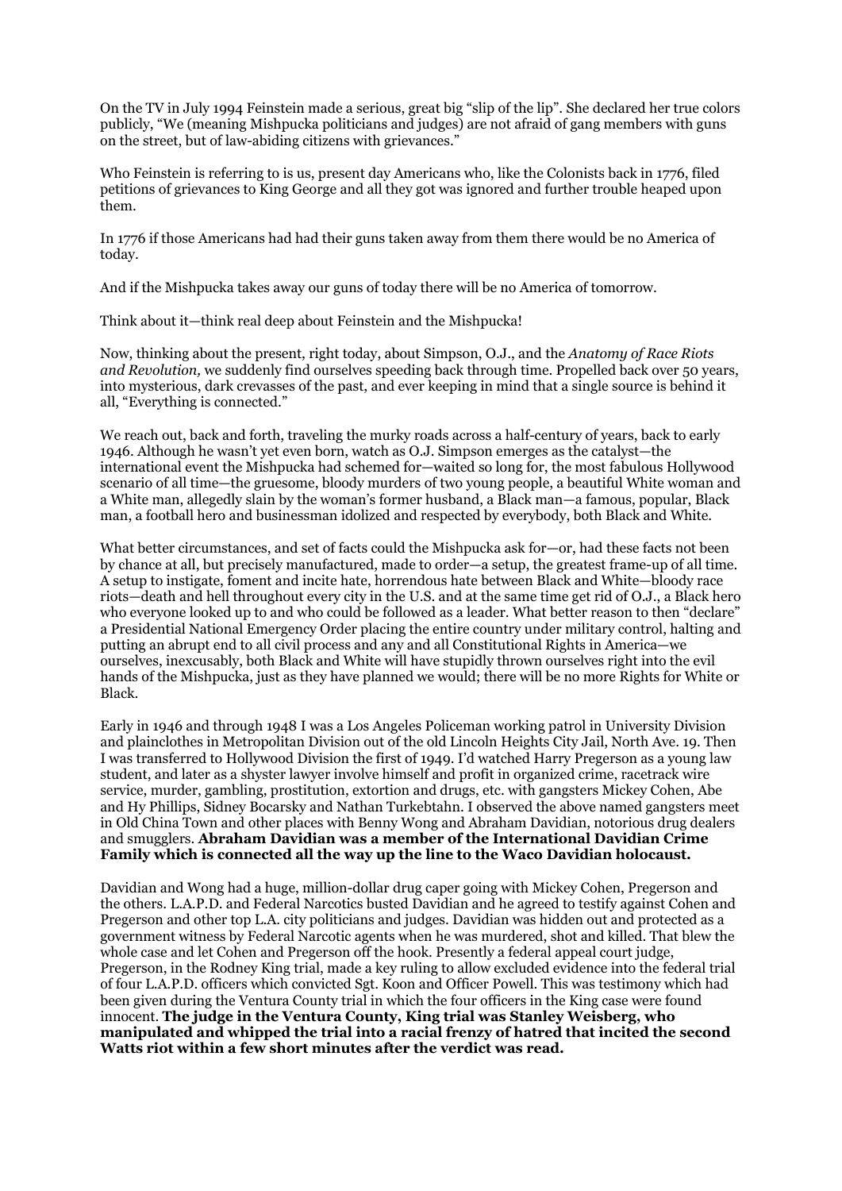On the TV in July 1994 Feinstein made a serious, great big "slip of the lip". She declared her true colors publicly, "We (meaning Mishpucka politicians and judges) are not afraid of gang members with guns on the street, but of law-abiding citizens with grievances."

Who Feinstein is referring to is us, present day Americans who, like the Colonists back in 1776, filed petitions of grievances to King George and all they got was ignored and further trouble heaped upon them.

In 1776 if those Americans had had their guns taken away from them there would be no America of today.

And if the Mishpucka takes away our guns of today there will be no America of tomorrow.

Think about it—think real deep about Feinstein and the Mishpucka!

Now, thinking about the present, right today, about Simpson, O.J., and the *Anatomy of Race Riots and Revolution,* we suddenly find ourselves speeding back through time. Propelled back over 50 years, into mysterious, dark crevasses of the past, and ever keeping in mind that a single source is behind it all, "Everything is connected."

We reach out, back and forth, traveling the murky roads across a half-century of years, back to early 1946. Although he wasn't yet even born, watch as O.J. Simpson emerges as the catalyst—the international event the Mishpucka had schemed for—waited so long for, the most fabulous Hollywood scenario of all time—the gruesome, bloody murders of two young people, a beautiful White woman and a White man, allegedly slain by the woman's former husband, a Black man—a famous, popular, Black man, a football hero and businessman idolized and respected by everybody, both Black and White.

What better circumstances, and set of facts could the Mishpucka ask for—or, had these facts not been by chance at all, but precisely manufactured, made to order—a setup, the greatest frame-up of all time. A setup to instigate, foment and incite hate, horrendous hate between Black and White—bloody race riots—death and hell throughout every city in the U.S. and at the same time get rid of O.J., a Black hero who everyone looked up to and who could be followed as a leader. What better reason to then "declare" a Presidential National Emergency Order placing the entire country under military control, halting and putting an abrupt end to all civil process and any and all Constitutional Rights in America—we ourselves, inexcusably, both Black and White will have stupidly thrown ourselves right into the evil hands of the Mishpucka, just as they have planned we would; there will be no more Rights for White or Black.

Early in 1946 and through 1948 I was a Los Angeles Policeman working patrol in University Division and plainclothes in Metropolitan Division out of the old Lincoln Heights City Jail, North Ave. 19. Then I was transferred to Hollywood Division the first of 1949. I'd watched Harry Pregerson as a young law student, and later as a shyster lawyer involve himself and profit in organized crime, racetrack wire service, murder, gambling, prostitution, extortion and drugs, etc. with gangsters Mickey Cohen, Abe and Hy Phillips, Sidney Bocarsky and Nathan Turkebtahn. I observed the above named gangsters meet in Old China Town and other places with Benny Wong and Abraham Davidian, notorious drug dealers and smugglers. **Abraham Davidian was a member of the International Davidian Crime Family which is connected all the way up the line to the Waco Davidian holocaust.**

Davidian and Wong had a huge, million-dollar drug caper going with Mickey Cohen, Pregerson and the others. L.A.P.D. and Federal Narcotics busted Davidian and he agreed to testify against Cohen and Pregerson and other top L.A. city politicians and judges. Davidian was hidden out and protected as a government witness by Federal Narcotic agents when he was murdered, shot and killed. That blew the whole case and let Cohen and Pregerson off the hook. Presently a federal appeal court judge, Pregerson, in the Rodney King trial, made a key ruling to allow excluded evidence into the federal trial of four L.A.P.D. officers which convicted Sgt. Koon and Officer Powell. This was testimony which had been given during the Ventura County trial in which the four officers in the King case were found innocent. **The judge in the Ventura County, King trial was Stanley Weisberg, who manipulated and whipped the trial into a racial frenzy of hatred that incited the second Watts riot within a few short minutes after the verdict was read.**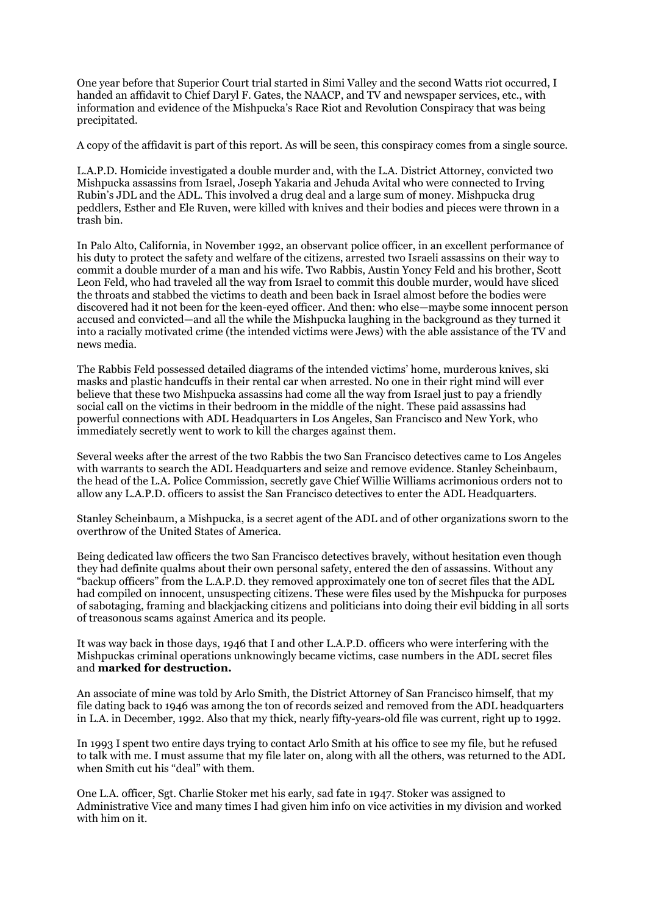One year before that Superior Court trial started in Simi Valley and the second Watts riot occurred, I handed an affidavit to Chief Daryl F. Gates, the NAACP, and TV and newspaper services, etc., with information and evidence of the Mishpucka's Race Riot and Revolution Conspiracy that was being precipitated.

A copy of the affidavit is part of this report. As will be seen, this conspiracy comes from a single source.

L.A.P.D. Homicide investigated a double murder and, with the L.A. District Attorney, convicted two Mishpucka assassins from Israel, Joseph Yakaria and Jehuda Avital who were connected to Irving Rubin's JDL and the ADL. This involved a drug deal and a large sum of money. Mishpucka drug peddlers, Esther and Ele Ruven, were killed with knives and their bodies and pieces were thrown in a trash bin.

In Palo Alto, California, in November 1992, an observant police officer, in an excellent performance of his duty to protect the safety and welfare of the citizens, arrested two Israeli assassins on their way to commit a double murder of a man and his wife. Two Rabbis, Austin Yoncy Feld and his brother, Scott Leon Feld, who had traveled all the way from Israel to commit this double murder, would have sliced the throats and stabbed the victims to death and been back in Israel almost before the bodies were discovered had it not been for the keen-eyed officer. And then: who else—maybe some innocent person accused and convicted—and all the while the Mishpucka laughing in the background as they turned it into a racially motivated crime (the intended victims were Jews) with the able assistance of the TV and news media.

The Rabbis Feld possessed detailed diagrams of the intended victims' home, murderous knives, ski masks and plastic handcuffs in their rental car when arrested. No one in their right mind will ever believe that these two Mishpucka assassins had come all the way from Israel just to pay a friendly social call on the victims in their bedroom in the middle of the night. These paid assassins had powerful connections with ADL Headquarters in Los Angeles, San Francisco and New York, who immediately secretly went to work to kill the charges against them.

Several weeks after the arrest of the two Rabbis the two San Francisco detectives came to Los Angeles with warrants to search the ADL Headquarters and seize and remove evidence. Stanley Scheinbaum, the head of the L.A. Police Commission, secretly gave Chief Willie Williams acrimonious orders not to allow any L.A.P.D. officers to assist the San Francisco detectives to enter the ADL Headquarters.

Stanley Scheinbaum, a Mishpucka, is a secret agent of the ADL and of other organizations sworn to the overthrow of the United States of America.

Being dedicated law officers the two San Francisco detectives bravely, without hesitation even though they had definite qualms about their own personal safety, entered the den of assassins. Without any "backup officers" from the L.A.P.D. they removed approximately one ton of secret files that the ADL had compiled on innocent, unsuspecting citizens. These were files used by the Mishpucka for purposes of sabotaging, framing and blackjacking citizens and politicians into doing their evil bidding in all sorts of treasonous scams against America and its people.

It was way back in those days, 1946 that I and other L.A.P.D. officers who were interfering with the Mishpuckas criminal operations unknowingly became victims, case numbers in the ADL secret files and **marked for destruction.**

An associate of mine was told by Arlo Smith, the District Attorney of San Francisco himself, that my file dating back to 1946 was among the ton of records seized and removed from the ADL headquarters in L.A. in December, 1992. Also that my thick, nearly fifty-years-old file was current, right up to 1992.

In 1993 I spent two entire days trying to contact Arlo Smith at his office to see my file, but he refused to talk with me. I must assume that my file later on, along with all the others, was returned to the ADL when Smith cut his "deal" with them.

One L.A. officer, Sgt. Charlie Stoker met his early, sad fate in 1947. Stoker was assigned to Administrative Vice and many times I had given him info on vice activities in my division and worked with him on it.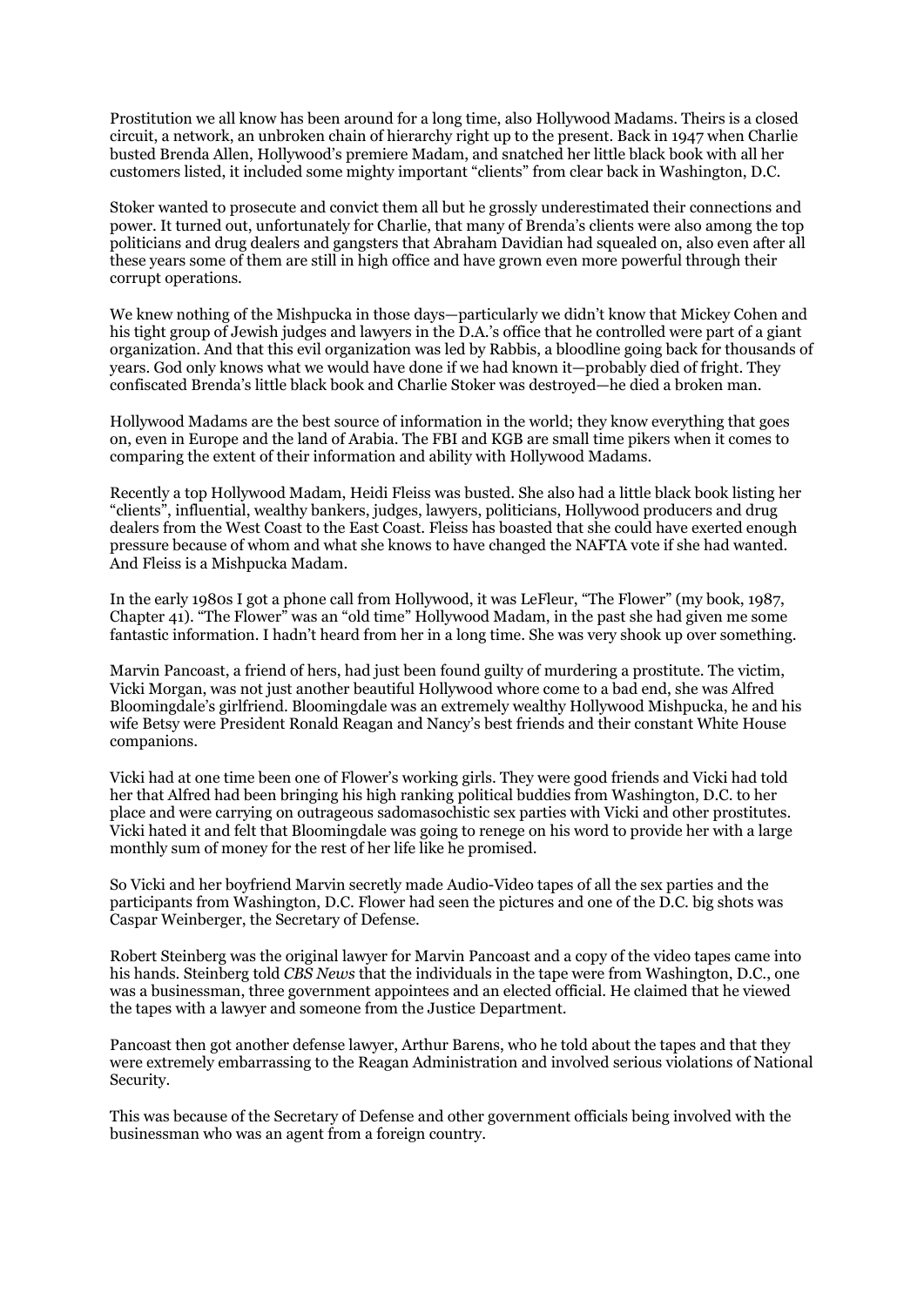Prostitution we all know has been around for a long time, also Hollywood Madams. Theirs is a closed circuit, a network, an unbroken chain of hierarchy right up to the present. Back in 1947 when Charlie busted Brenda Allen, Hollywood's premiere Madam, and snatched her little black book with all her customers listed, it included some mighty important "clients" from clear back in Washington, D.C.

Stoker wanted to prosecute and convict them all but he grossly underestimated their connections and power. It turned out, unfortunately for Charlie, that many of Brenda's clients were also among the top politicians and drug dealers and gangsters that Abraham Davidian had squealed on, also even after all these years some of them are still in high office and have grown even more powerful through their corrupt operations.

We knew nothing of the Mishpucka in those days—particularly we didn't know that Mickey Cohen and his tight group of Jewish judges and lawyers in the D.A.'s office that he controlled were part of a giant organization. And that this evil organization was led by Rabbis, a bloodline going back for thousands of years. God only knows what we would have done if we had known it—probably died of fright. They confiscated Brenda's little black book and Charlie Stoker was destroyed—he died a broken man.

Hollywood Madams are the best source of information in the world; they know everything that goes on, even in Europe and the land of Arabia. The FBI and KGB are small time pikers when it comes to comparing the extent of their information and ability with Hollywood Madams.

Recently a top Hollywood Madam, Heidi Fleiss was busted. She also had a little black book listing her "clients", influential, wealthy bankers, judges, lawyers, politicians, Hollywood producers and drug dealers from the West Coast to the East Coast. Fleiss has boasted that she could have exerted enough pressure because of whom and what she knows to have changed the NAFTA vote if she had wanted. And Fleiss is a Mishpucka Madam.

In the early 1980s I got a phone call from Hollywood, it was LeFleur, "The Flower" (my book, 1987, Chapter 41). "The Flower" was an "old time" Hollywood Madam, in the past she had given me some fantastic information. I hadn't heard from her in a long time. She was very shook up over something.

Marvin Pancoast, a friend of hers, had just been found guilty of murdering a prostitute. The victim, Vicki Morgan, was not just another beautiful Hollywood whore come to a bad end, she was Alfred Bloomingdale's girlfriend. Bloomingdale was an extremely wealthy Hollywood Mishpucka, he and his wife Betsy were President Ronald Reagan and Nancy's best friends and their constant White House companions.

Vicki had at one time been one of Flower's working girls. They were good friends and Vicki had told her that Alfred had been bringing his high ranking political buddies from Washington, D.C. to her place and were carrying on outrageous sadomasochistic sex parties with Vicki and other prostitutes. Vicki hated it and felt that Bloomingdale was going to renege on his word to provide her with a large monthly sum of money for the rest of her life like he promised.

So Vicki and her boyfriend Marvin secretly made Audio-Video tapes of all the sex parties and the participants from Washington, D.C. Flower had seen the pictures and one of the D.C. big shots was Caspar Weinberger, the Secretary of Defense.

Robert Steinberg was the original lawyer for Marvin Pancoast and a copy of the video tapes came into his hands. Steinberg told *CBS News* that the individuals in the tape were from Washington, D.C., one was a businessman, three government appointees and an elected official. He claimed that he viewed the tapes with a lawyer and someone from the Justice Department.

Pancoast then got another defense lawyer, Arthur Barens, who he told about the tapes and that they were extremely embarrassing to the Reagan Administration and involved serious violations of National Security.

This was because of the Secretary of Defense and other government officials being involved with the businessman who was an agent from a foreign country.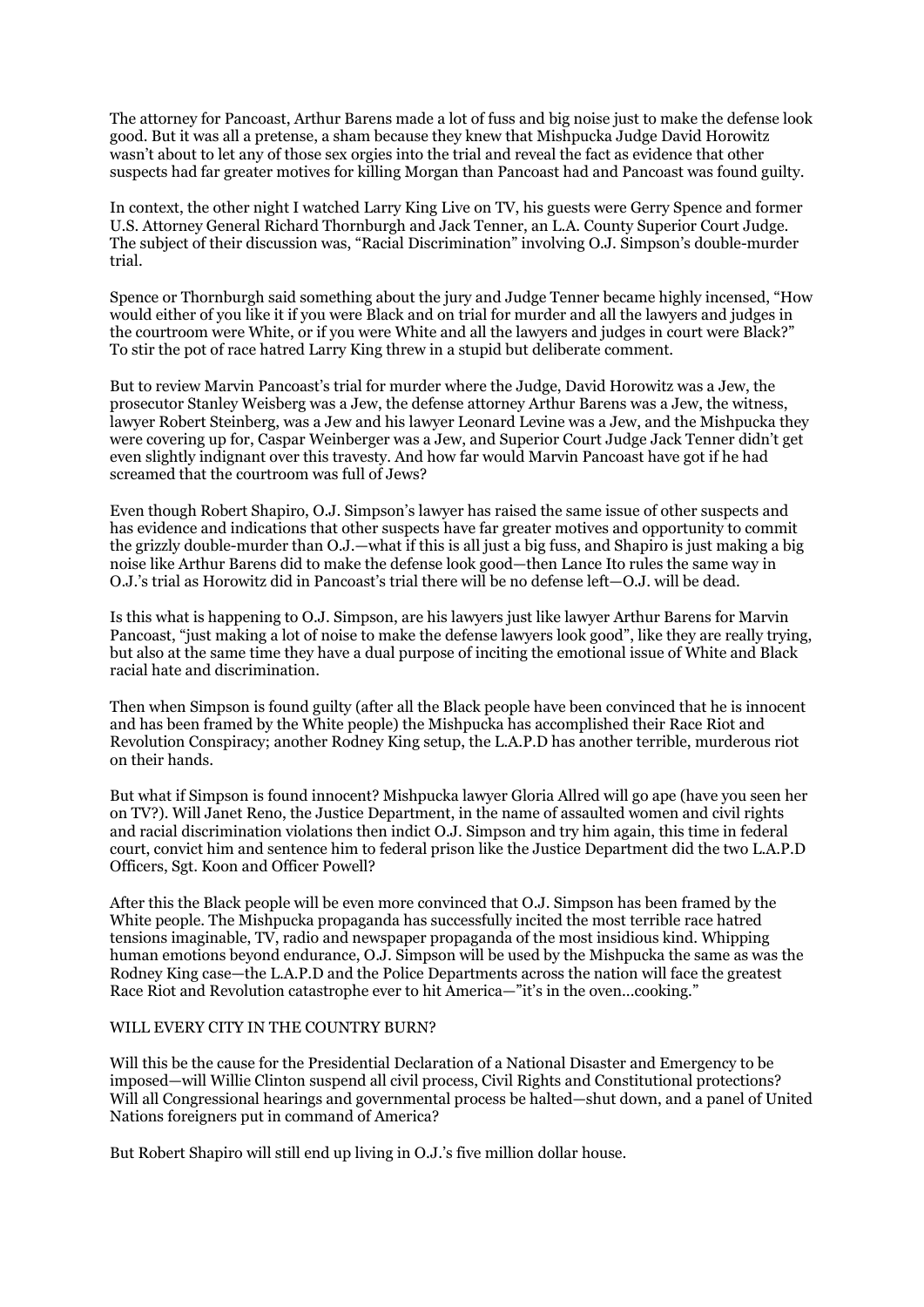The attorney for Pancoast, Arthur Barens made a lot of fuss and big noise just to make the defense look good. But it was all a pretense, a sham because they knew that Mishpucka Judge David Horowitz wasn't about to let any of those sex orgies into the trial and reveal the fact as evidence that other suspects had far greater motives for killing Morgan than Pancoast had and Pancoast was found guilty.

In context, the other night I watched Larry King Live on TV, his guests were Gerry Spence and former U.S. Attorney General Richard Thornburgh and Jack Tenner, an L.A. County Superior Court Judge. The subject of their discussion was, "Racial Discrimination" involving O.J. Simpson's double-murder trial.

Spence or Thornburgh said something about the jury and Judge Tenner became highly incensed, "How would either of you like it if you were Black and on trial for murder and all the lawyers and judges in the courtroom were White, or if you were White and all the lawyers and judges in court were Black?" To stir the pot of race hatred Larry King threw in a stupid but deliberate comment.

But to review Marvin Pancoast's trial for murder where the Judge, David Horowitz was a Jew, the prosecutor Stanley Weisberg was a Jew, the defense attorney Arthur Barens was a Jew, the witness, lawyer Robert Steinberg, was a Jew and his lawyer Leonard Levine was a Jew, and the Mishpucka they were covering up for, Caspar Weinberger was a Jew, and Superior Court Judge Jack Tenner didn't get even slightly indignant over this travesty. And how far would Marvin Pancoast have got if he had screamed that the courtroom was full of Jews?

Even though Robert Shapiro, O.J. Simpson's lawyer has raised the same issue of other suspects and has evidence and indications that other suspects have far greater motives and opportunity to commit the grizzly double-murder than O.J.—what if this is all just a big fuss, and Shapiro is just making a big noise like Arthur Barens did to make the defense look good—then Lance Ito rules the same way in O.J.'s trial as Horowitz did in Pancoast's trial there will be no defense left—O.J. will be dead.

Is this what is happening to O.J. Simpson, are his lawyers just like lawyer Arthur Barens for Marvin Pancoast, "just making a lot of noise to make the defense lawyers look good", like they are really trying, but also at the same time they have a dual purpose of inciting the emotional issue of White and Black racial hate and discrimination.

Then when Simpson is found guilty (after all the Black people have been convinced that he is innocent and has been framed by the White people) the Mishpucka has accomplished their Race Riot and Revolution Conspiracy; another Rodney King setup, the L.A.P.D has another terrible, murderous riot on their hands.

But what if Simpson is found innocent? Mishpucka lawyer Gloria Allred will go ape (have you seen her on TV?). Will Janet Reno, the Justice Department, in the name of assaulted women and civil rights and racial discrimination violations then indict O.J. Simpson and try him again, this time in federal court, convict him and sentence him to federal prison like the Justice Department did the two L.A.P.D Officers, Sgt. Koon and Officer Powell?

After this the Black people will be even more convinced that O.J. Simpson has been framed by the White people. The Mishpucka propaganda has successfully incited the most terrible race hatred tensions imaginable, TV, radio and newspaper propaganda of the most insidious kind. Whipping human emotions beyond endurance, O.J. Simpson will be used by the Mishpucka the same as was the Rodney King case—the L.A.P.D and the Police Departments across the nation will face the greatest Race Riot and Revolution catastrophe ever to hit America—"it's in the oven...cooking."

WILL EVERY CITY IN THE COUNTRY BURN?

Will this be the cause for the Presidential Declaration of a National Disaster and Emergency to be imposed—will Willie Clinton suspend all civil process, Civil Rights and Constitutional protections? Will all Congressional hearings and governmental process be halted—shut down, and a panel of United Nations foreigners put in command of America?

But Robert Shapiro will still end up living in O.J.'s five million dollar house.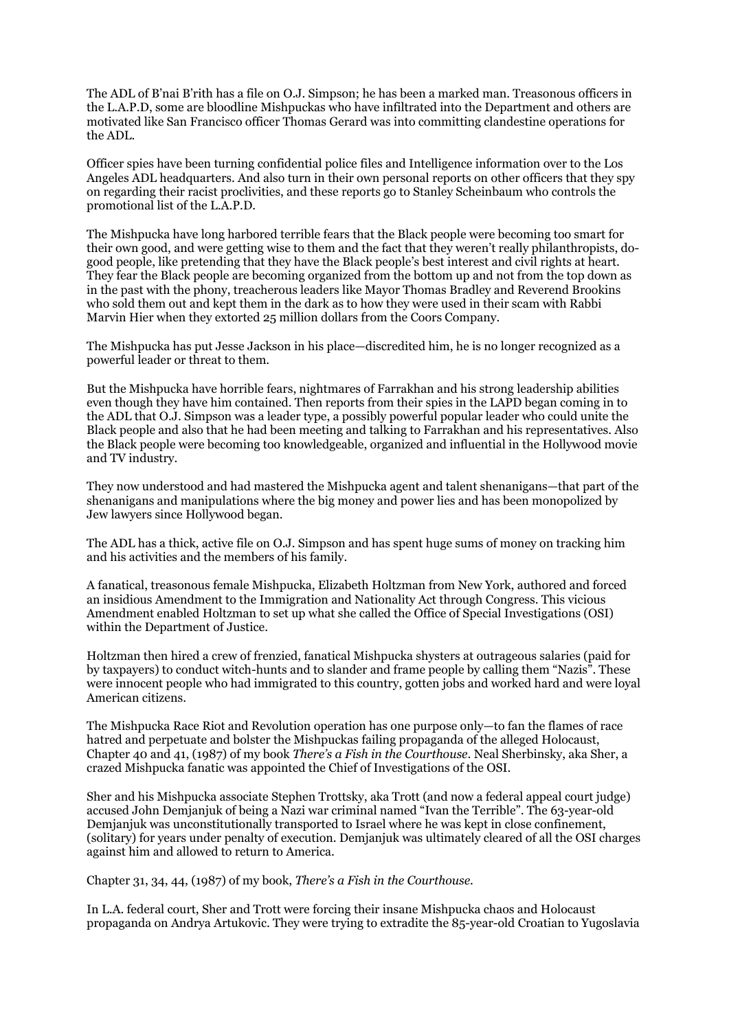The ADL of B'nai B'rith has a file on O.J. Simpson; he has been a marked man. Treasonous officers in the L.A.P.D, some are bloodline Mishpuckas who have infiltrated into the Department and others are motivated like San Francisco officer Thomas Gerard was into committing clandestine operations for the ADL.

Officer spies have been turning confidential police files and Intelligence information over to the Los Angeles ADL headquarters. And also turn in their own personal reports on other officers that they spy on regarding their racist proclivities, and these reports go to Stanley Scheinbaum who controls the promotional list of the L.A.P.D.

The Mishpucka have long harbored terrible fears that the Black people were becoming too smart for their own good, and were getting wise to them and the fact that they weren't really philanthropists, do-good people, like pretending that they have the Black people's best interest and civil rights at heart. They fear the Black people are becoming organized from the bottom up and not from the top down as in the past with the phony, treacherous leaders like Mayor Thomas Bradley and Reverend Brookins who sold them out and kept them in the dark as to how they were used in their scam with Rabbi Marvin Hier when they extorted 25 million dollars from the Coors Company.

The Mishpucka has put Jesse Jackson in his place—discredited him, he is no longer recognized as a powerful leader or threat to them.

But the Mishpucka have horrible fears, nightmares of Farrakhan and his strong leadership abilities even though they have him contained. Then reports from their spies in the LAPD began coming in to the ADL that O.J. Simpson was a leader type, a possibly powerful popular leader who could unite the Black people and also that he had been meeting and talking to Farrakhan and his representatives. Also the Black people were becoming too knowledgeable, organized and influential in the Hollywood movie and TV industry.

They now understood and had mastered the Mishpucka agent and talent shenanigans—that part of the shenanigans and manipulations where the big money and power lies and has been monopolized by Jew lawyers since Hollywood began.

The ADL has a thick, active file on O.J. Simpson and has spent huge sums of money on tracking him and his activities and the members of his family.

A fanatical, treasonous female Mishpucka, Elizabeth Holtzman from New York, authored and forced an insidious Amendment to the Immigration and Nationality Act through Congress. This vicious Amendment enabled Holtzman to set up what she called the Office of Special Investigations (OSI) within the Department of Justice.

Holtzman then hired a crew of frenzied, fanatical Mishpucka shysters at outrageous salaries (paid for by taxpayers) to conduct witch-hunts and to slander and frame people by calling them "Nazis". These were innocent people who had immigrated to this country, gotten jobs and worked hard and were loyal American citizens.

The Mishpucka Race Riot and Revolution operation has one purpose only—to fan the flames of race hatred and perpetuate and bolster the Mishpuckas failing propaganda of the alleged Holocaust, Chapter 40 and 41, (1987) of my book *There's a Fish in the Courthouse*. Neal Sherbinsky, aka Sher, a crazed Mishpucka fanatic was appointed the Chief of Investigations of the OSI.

Sher and his Mishpucka associate Stephen Trottsky, aka Trott (and now a federal appeal court judge) accused John Demjanjuk of being a Nazi war criminal named "Ivan the Terrible". The 63-year-old Demjanjuk was unconstitutionally transported to Israel where he was kept in close confinement, (solitary) for years under penalty of execution. Demjanjuk was ultimately cleared of all the OSI charges against him and allowed to return to America.

Chapter 31, 34, 44, (1987) of my book, *There's a Fish in the Courthouse.*

In L.A. federal court, Sher and Trott were forcing their insane Mishpucka chaos and Holocaust propaganda on Andrya Artukovic. They were trying to extradite the 85-year-old Croatian to Yugoslavia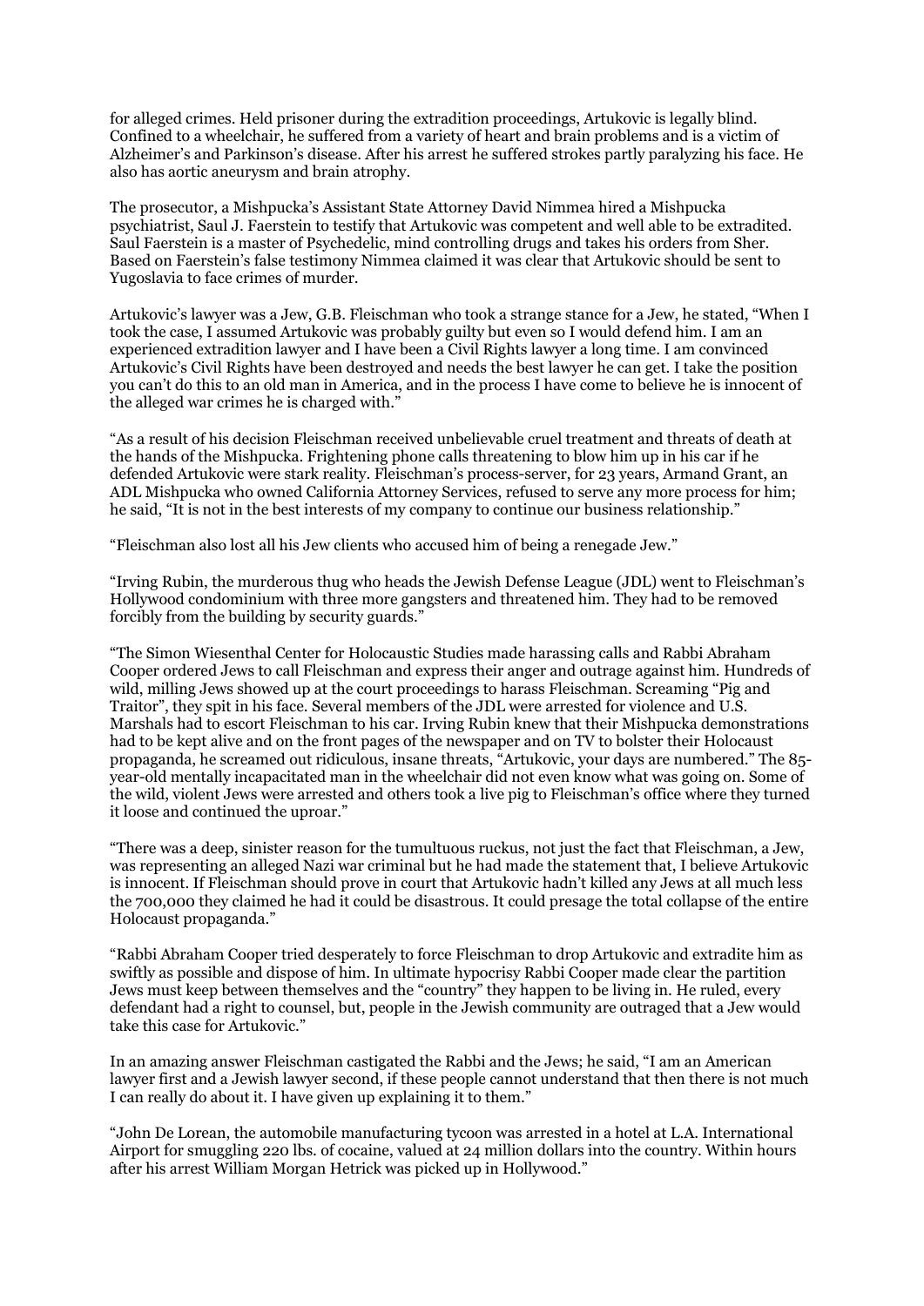for alleged crimes. Held prisoner during the extradition proceedings, Artukovic is legally blind. Confined to a wheelchair, he suffered from a variety of heart and brain problems and is a victim of Alzheimer's and Parkinson's disease. After his arrest he suffered strokes partly paralyzing his face. He also has aortic aneurysm and brain atrophy.

The prosecutor, a Mishpucka's Assistant State Attorney David Nimmea hired a Mishpucka psychiatrist, Saul J. Faerstein to testify that Artukovic was competent and well able to be extradited. Saul Faerstein is a master of Psychedelic, mind controlling drugs and takes his orders from Sher. Based on Faerstein's false testimony Nimmea claimed it was clear that Artukovic should be sent to Yugoslavia to face crimes of murder.

Artukovic's lawyer was a Jew, G.B. Fleischman who took a strange stance for a Jew, he stated, "When I took the case, I assumed Artukovic was probably guilty but even so I would defend him. I am an experienced extradition lawyer and I have been a Civil Rights lawyer a long time. I am convinced Artukovic's Civil Rights have been destroyed and needs the best lawyer he can get. I take the position you can't do this to an old man in America, and in the process I have come to believe he is innocent of the alleged war crimes he is charged with."

"As a result of his decision Fleischman received unbelievable cruel treatment and threats of death at the hands of the Mishpucka. Frightening phone calls threatening to blow him up in his car if he defended Artukovic were stark reality. Fleischman's process-server, for 23 years, Armand Grant, an ADL Mishpucka who owned California Attorney Services, refused to serve any more process for him; he said, "It is not in the best interests of my company to continue our business relationship."

"Fleischman also lost all his Jew clients who accused him of being a renegade Jew."

"Irving Rubin, the murderous thug who heads the Jewish Defense League (JDL) went to Fleischman's Hollywood condominium with three more gangsters and threatened him. They had to be removed forcibly from the building by security guards."

"The Simon Wiesenthal Center for Holocaustic Studies made harassing calls and Rabbi Abraham Cooper ordered Jews to call Fleischman and express their anger and outrage against him. Hundreds of wild, milling Jews showed up at the court proceedings to harass Fleischman. Screaming "Pig and Traitor", they spit in his face. Several members of the JDL were arrested for violence and U.S. Marshals had to escort Fleischman to his car. Irving Rubin knew that their Mishpucka demonstrations had to be kept alive and on the front pages of the newspaper and on TV to bolster their Holocaust propaganda, he screamed out ridiculous, insane threats, "Artukovic, your days are numbered." The 85-year-old mentally incapacitated man in the wheelchair did not even know what was going on. Some of the wild, violent Jews were arrested and others took a live pig to Fleischman's office where they turned it loose and continued the uproar."

"There was a deep, sinister reason for the tumultuous ruckus, not just the fact that Fleischman, a Jew, was representing an alleged Nazi war criminal but he had made the statement that, I believe Artukovic is innocent. If Fleischman should prove in court that Artukovic hadn't killed any Jews at all much less the 700,000 they claimed he had it could be disastrous. It could presage the total collapse of the entire Holocaust propaganda."

"Rabbi Abraham Cooper tried desperately to force Fleischman to drop Artukovic and extradite him as swiftly as possible and dispose of him. In ultimate hypocrisy Rabbi Cooper made clear the partition Jews must keep between themselves and the "country" they happen to be living in. He ruled, every defendant had a right to counsel, but, people in the Jewish community are outraged that a Jew would take this case for Artukovic."

In an amazing answer Fleischman castigated the Rabbi and the Jews; he said, "I am an American lawyer first and a Jewish lawyer second, if these people cannot understand that then there is not much I can really do about it. I have given up explaining it to them."

"John De Lorean, the automobile manufacturing tycoon was arrested in a hotel at L.A. International Airport for smuggling 220 lbs. of cocaine, valued at 24 million dollars into the country. Within hours after his arrest William Morgan Hetrick was picked up in Hollywood."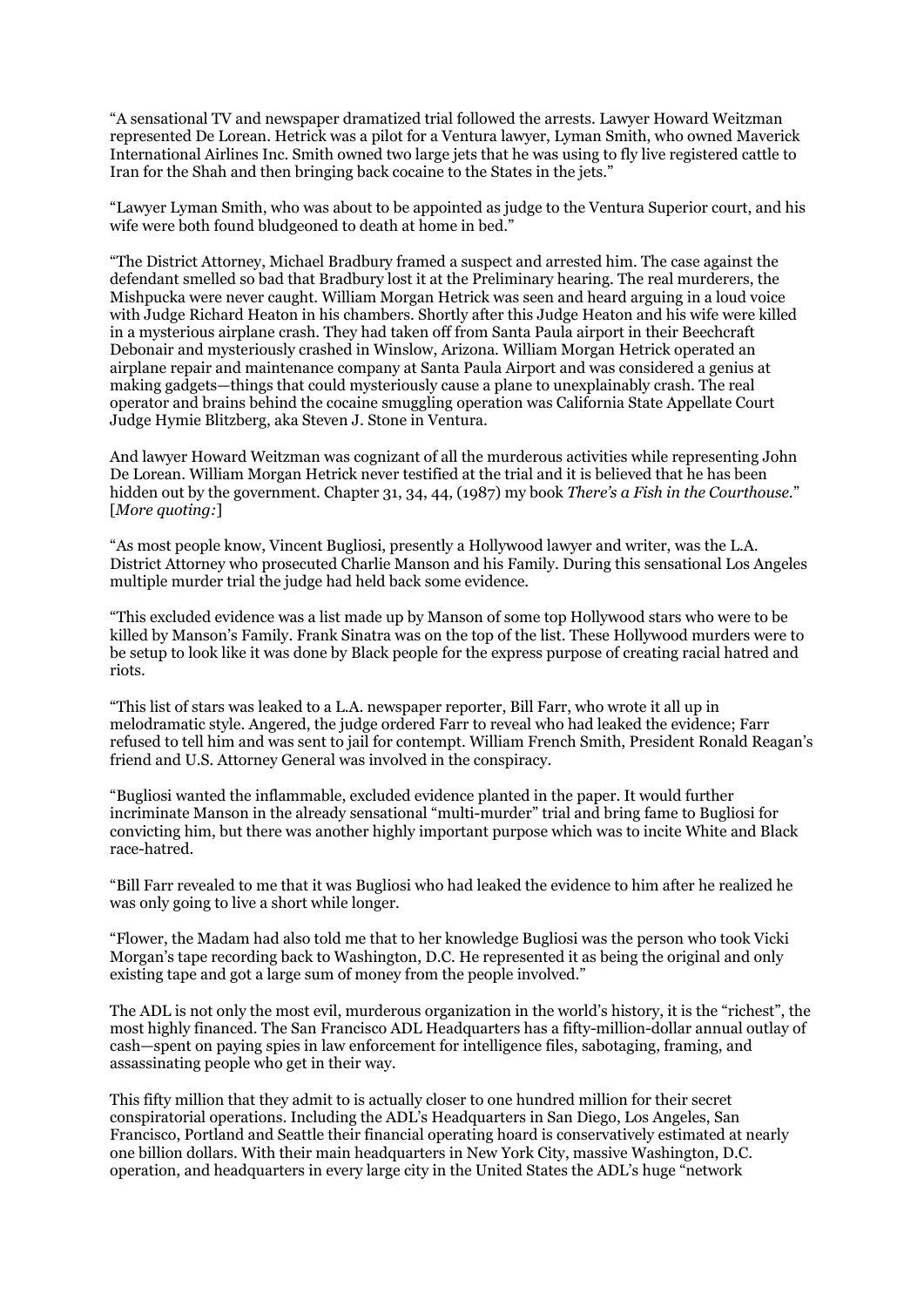"A sensational TV and newspaper dramatized trial followed the arrests. Lawyer Howard Weitzman represented De Lorean. Hetrick was a pilot for a Ventura lawyer, Lyman Smith, who owned Maverick International Airlines Inc. Smith owned two large jets that he was using to fly live registered cattle to Iran for the Shah and then bringing back cocaine to the States in the jets."

"Lawyer Lyman Smith, who was about to be appointed as judge to the Ventura Superior court, and his wife were both found bludgeoned to death at home in bed."

"The District Attorney, Michael Bradbury framed a suspect and arrested him. The case against the defendant smelled so bad that Bradbury lost it at the Preliminary hearing. The real murderers, the Mishpucka were never caught. William Morgan Hetrick was seen and heard arguing in a loud voice with Judge Richard Heaton in his chambers. Shortly after this Judge Heaton and his wife were killed in a mysterious airplane crash. They had taken off from Santa Paula airport in their Beechcraft Debonair and mysteriously crashed in Winslow, Arizona. William Morgan Hetrick operated an airplane repair and maintenance company at Santa Paula Airport and was considered a genius at making gadgets—things that could mysteriously cause a plane to unexplainably crash. The real operator and brains behind the cocaine smuggling operation was California State Appellate Court Judge Hymie Blitzberg, aka Steven J. Stone in Ventura.

And lawyer Howard Weitzman was cognizant of all the murderous activities while representing John De Lorean. William Morgan Hetrick never testified at the trial and it is believed that he has been hidden out by the government. Chapter 31, 34, 44, (1987) my book *There's a Fish in the Courthouse.*" [*More quoting:*]

"As most people know, Vincent Bugliosi, presently a Hollywood lawyer and writer, was the L.A. District Attorney who prosecuted Charlie Manson and his Family. During this sensational Los Angeles multiple murder trial the judge had held back some evidence.

"This excluded evidence was a list made up by Manson of some top Hollywood stars who were to be killed by Manson's Family. Frank Sinatra was on the top of the list. These Hollywood murders were to be setup to look like it was done by Black people for the express purpose of creating racial hatred and riots.

"This list of stars was leaked to a L.A. newspaper reporter, Bill Farr, who wrote it all up in melodramatic style. Angered, the judge ordered Farr to reveal who had leaked the evidence; Farr refused to tell him and was sent to jail for contempt. William French Smith, President Ronald Reagan's friend and U.S. Attorney General was involved in the conspiracy.

"Bugliosi wanted the inflammable, excluded evidence planted in the paper. It would further incriminate Manson in the already sensational "multi-murder" trial and bring fame to Bugliosi for convicting him, but there was another highly important purpose which was to incite White and Black race-hatred.

"Bill Farr revealed to me that it was Bugliosi who had leaked the evidence to him after he realized he was only going to live a short while longer.

"Flower, the Madam had also told me that to her knowledge Bugliosi was the person who took Vicki Morgan's tape recording back to Washington, D.C. He represented it as being the original and only existing tape and got a large sum of money from the people involved."

The ADL is not only the most evil, murderous organization in the world's history, it is the "richest", the most highly financed. The San Francisco ADL Headquarters has a fifty-million-dollar annual outlay of cash—spent on paying spies in law enforcement for intelligence files, sabotaging, framing, and assassinating people who get in their way.

This fifty million that they admit to is actually closer to one hundred million for their secret conspiratorial operations. Including the ADL's Headquarters in San Diego, Los Angeles, San Francisco, Portland and Seattle their financial operating hoard is conservatively estimated at nearly one billion dollars. With their main headquarters in New York City, massive Washington, D.C. operation, and headquarters in every large city in the United States the ADL's huge "network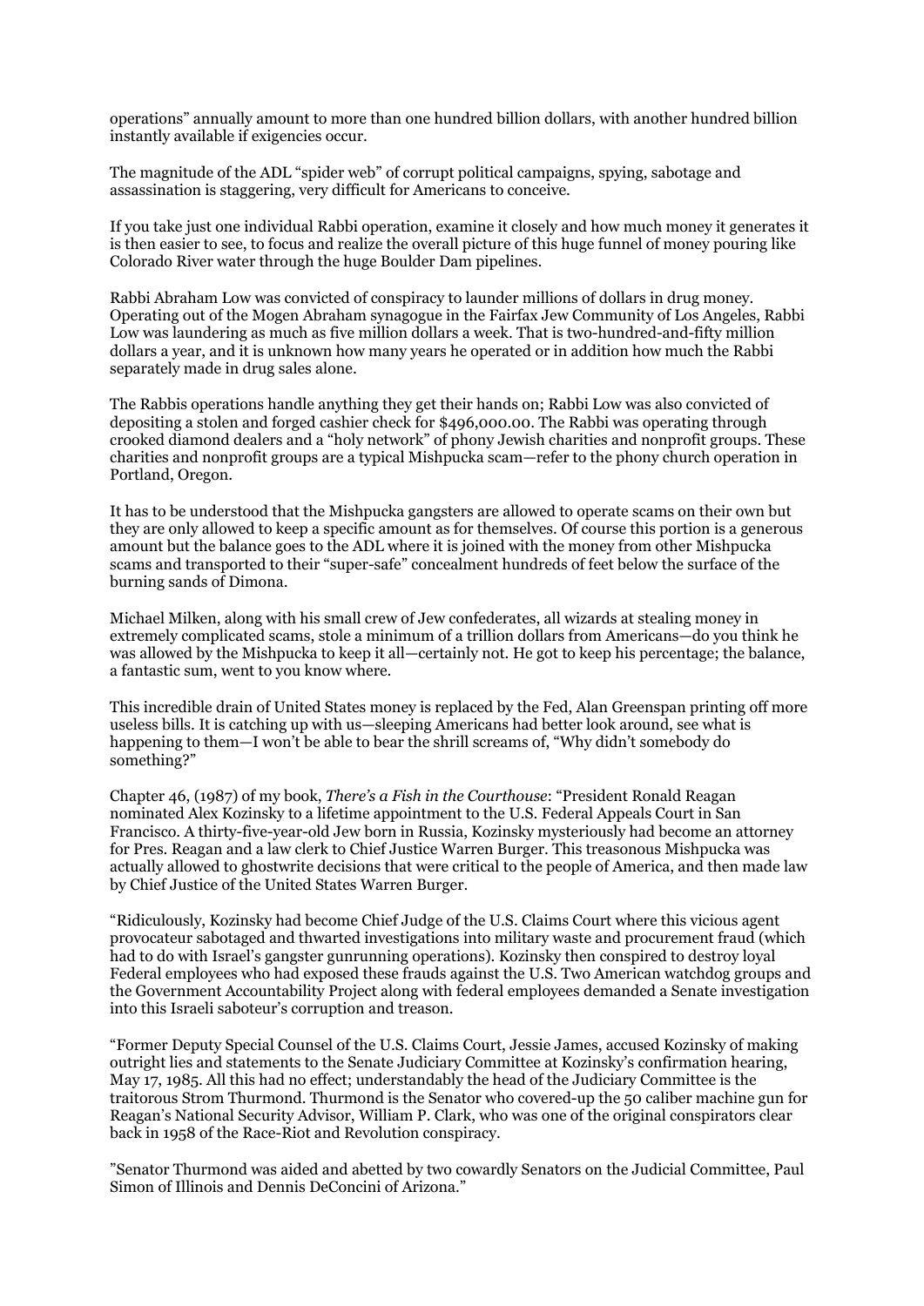operations" annually amount to more than one hundred billion dollars, with another hundred billion instantly available if exigencies occur.

The magnitude of the ADL "spider web" of corrupt political campaigns, spying, sabotage and assassination is staggering, very difficult for Americans to conceive.

If you take just one individual Rabbi operation, examine it closely and how much money it generates it is then easier to see, to focus and realize the overall picture of this huge funnel of money pouring like Colorado River water through the huge Boulder Dam pipelines.

Rabbi Abraham Low was convicted of conspiracy to launder millions of dollars in drug money. Operating out of the Mogen Abraham synagogue in the Fairfax Jew Community of Los Angeles, Rabbi Low was laundering as much as five million dollars a week. That is two-hundred-and-fifty million dollars a year, and it is unknown how many years he operated or in addition how much the Rabbi separately made in drug sales alone.

The Rabbis operations handle anything they get their hands on; Rabbi Low was also convicted of depositing a stolen and forged cashier check for $496,000.00. The Rabbi was operating through crooked diamond dealers and a "holy network" of phony Jewish charities and nonprofit groups. These charities and nonprofit groups are a typical Mishpucka scam—refer to the phony church operation in Portland, Oregon.

It has to be understood that the Mishpucka gangsters are allowed to operate scams on their own but they are only allowed to keep a specific amount as for themselves. Of course this portion is a generous amount but the balance goes to the ADL where it is joined with the money from other Mishpucka scams and transported to their "super-safe" concealment hundreds of feet below the surface of the burning sands of Dimona.

Michael Milken, along with his small crew of Jew confederates, all wizards at stealing money in extremely complicated scams, stole a minimum of a trillion dollars from Americans—do you think he was allowed by the Mishpucka to keep it all—certainly not. He got to keep his percentage; the balance, a fantastic sum, went to you know where.

This incredible drain of United States money is replaced by the Fed, Alan Greenspan printing off more useless bills. It is catching up with us—sleeping Americans had better look around, see what is happening to them—I won't be able to bear the shrill screams of, "Why didn't somebody do something?"

Chapter 46, (1987) of my book, *There's a Fish in the Courthouse*: "President Ronald Reagan nominated Alex Kozinsky to a lifetime appointment to the U.S. Federal Appeals Court in San Francisco. A thirty-five-year-old Jew born in Russia, Kozinsky mysteriously had become an attorney for Pres. Reagan and a law clerk to Chief Justice Warren Burger. This treasonous Mishpucka was actually allowed to ghostwrite decisions that were critical to the people of America, and then made law by Chief Justice of the United States Warren Burger.

"Ridiculously, Kozinsky had become Chief Judge of the U.S. Claims Court where this vicious agent provocateur sabotaged and thwarted investigations into military waste and procurement fraud (which had to do with Israel's gangster gunrunning operations). Kozinsky then conspired to destroy loyal Federal employees who had exposed these frauds against the U.S. Two American watchdog groups and the Government Accountability Project along with federal employees demanded a Senate investigation into this Israeli saboteur's corruption and treason.

"Former Deputy Special Counsel of the U.S. Claims Court, Jessie James, accused Kozinsky of making outright lies and statements to the Senate Judiciary Committee at Kozinsky's confirmation hearing, May 17, 1985. All this had no effect; understandably the head of the Judiciary Committee is the traitorous Strom Thurmond. Thurmond is the Senator who covered-up the 50 caliber machine gun for Reagan's National Security Advisor, William P. Clark, who was one of the original conspirators clear back in 1958 of the Race-Riot and Revolution conspiracy.

"Senator Thurmond was aided and abetted by two cowardly Senators on the Judicial Committee, Paul Simon of Illinois and Dennis DeConcini of Arizona."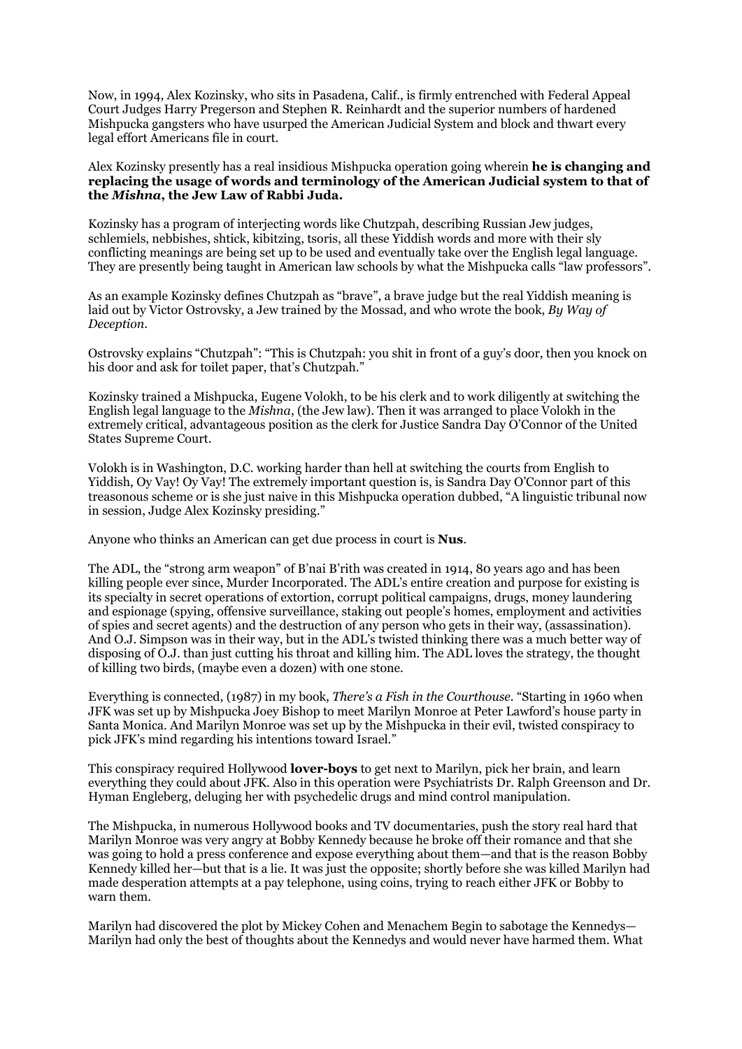Now, in 1994, Alex Kozinsky, who sits in Pasadena, Calif., is firmly entrenched with Federal Appeal Court Judges Harry Pregerson and Stephen R. Reinhardt and the superior numbers of hardened Mishpucka gangsters who have usurped the American Judicial System and block and thwart every legal effort Americans file in court.

Alex Kozinsky presently has a real insidious Mishpucka operation going wherein **he is changing and replacing the usage of words and terminology of the American Judicial system to that of the *Mishna*, the Jew Law of Rabbi Juda.**

Kozinsky has a program of interjecting words like Chutzpah, describing Russian Jew judges, schlemiels, nebbishes, shtick, kibitzing, tsoris, all these Yiddish words and more with their sly conflicting meanings are being set up to be used and eventually take over the English legal language. They are presently being taught in American law schools by what the Mishpucka calls "law professors".

As an example Kozinsky defines Chutzpah as "brave", a brave judge but the real Yiddish meaning is laid out by Victor Ostrovsky, a Jew trained by the Mossad, and who wrote the book, *By Way of Deception*.

Ostrovsky explains "Chutzpah": "This is Chutzpah: you shit in front of a guy's door, then you knock on his door and ask for toilet paper, that's Chutzpah."

Kozinsky trained a Mishpucka, Eugene Volokh, to be his clerk and to work diligently at switching the English legal language to the *Mishna*, (the Jew law). Then it was arranged to place Volokh in the extremely critical, advantageous position as the clerk for Justice Sandra Day O'Connor of the United States Supreme Court.

Volokh is in Washington, D.C. working harder than hell at switching the courts from English to Yiddish, Oy Vay! Oy Vay! The extremely important question is, is Sandra Day O'Connor part of this treasonous scheme or is she just naive in this Mishpucka operation dubbed, "A linguistic tribunal now in session, Judge Alex Kozinsky presiding."

Anyone who thinks an American can get due process in court is **Nus**.

The ADL, the "strong arm weapon" of B'nai B'rith was created in 1914, 80 years ago and has been killing people ever since, Murder Incorporated. The ADL's entire creation and purpose for existing is its specialty in secret operations of extortion, corrupt political campaigns, drugs, money laundering and espionage (spying, offensive surveillance, staking out people's homes, employment and activities of spies and secret agents) and the destruction of any person who gets in their way, (assassination). And O.J. Simpson was in their way, but in the ADL's twisted thinking there was a much better way of disposing of O.J. than just cutting his throat and killing him. The ADL loves the strategy, the thought of killing two birds, (maybe even a dozen) with one stone.

Everything is connected, (1987) in my book, *There's a Fish in the Courthouse*. "Starting in 1960 when JFK was set up by Mishpucka Joey Bishop to meet Marilyn Monroe at Peter Lawford's house party in Santa Monica. And Marilyn Monroe was set up by the Mishpucka in their evil, twisted conspiracy to pick JFK's mind regarding his intentions toward Israel."

This conspiracy required Hollywood **lover-boys** to get next to Marilyn, pick her brain, and learn everything they could about JFK. Also in this operation were Psychiatrists Dr. Ralph Greenson and Dr. Hyman Engleberg, deluging her with psychedelic drugs and mind control manipulation.

The Mishpucka, in numerous Hollywood books and TV documentaries, push the story real hard that Marilyn Monroe was very angry at Bobby Kennedy because he broke off their romance and that she was going to hold a press conference and expose everything about them—and that is the reason Bobby Kennedy killed her—but that is a lie. It was just the opposite; shortly before she was killed Marilyn had made desperation attempts at a pay telephone, using coins, trying to reach either JFK or Bobby to warn them.

Marilyn had discovered the plot by Mickey Cohen and Menachem Begin to sabotage the Kennedys—Marilyn had only the best of thoughts about the Kennedys and would never have harmed them. What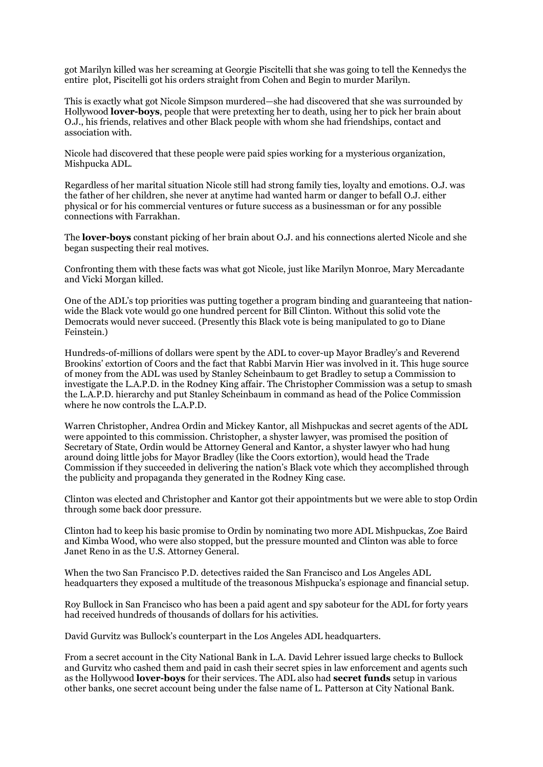got Marilyn killed was her screaming at Georgie Piscitelli that she was going to tell the Kennedys the entire plot, Piscitelli got his orders straight from Cohen and Begin to murder Marilyn.

This is exactly what got Nicole Simpson murdered—she had discovered that she was surrounded by Hollywood **lover-boys**, people that were pretexting her to death, using her to pick her brain about O.J., his friends, relatives and other Black people with whom she had friendships, contact and association with.

Nicole had discovered that these people were paid spies working for a mysterious organization, Mishpucka ADL.

Regardless of her marital situation Nicole still had strong family ties, loyalty and emotions. O.J. was the father of her children, she never at anytime had wanted harm or danger to befall O.J. either physical or for his commercial ventures or future success as a businessman or for any possible connections with Farrakhan.

The **lover-boys** constant picking of her brain about O.J. and his connections alerted Nicole and she began suspecting their real motives.

Confronting them with these facts was what got Nicole, just like Marilyn Monroe, Mary Mercadante and Vicki Morgan killed.

One of the ADL's top priorities was putting together a program binding and guaranteeing that nation-wide the Black vote would go one hundred percent for Bill Clinton. Without this solid vote the Democrats would never succeed. (Presently this Black vote is being manipulated to go to Diane Feinstein.)

Hundreds-of-millions of dollars were spent by the ADL to cover-up Mayor Bradley's and Reverend Brookins' extortion of Coors and the fact that Rabbi Marvin Hier was involved in it. This huge source of money from the ADL was used by Stanley Scheinbaum to get Bradley to setup a Commission to investigate the L.A.P.D. in the Rodney King affair. The Christopher Commission was a setup to smash the L.A.P.D. hierarchy and put Stanley Scheinbaum in command as head of the Police Commission where he now controls the L.A.P.D.

Warren Christopher, Andrea Ordin and Mickey Kantor, all Mishpuckas and secret agents of the ADL were appointed to this commission. Christopher, a shyster lawyer, was promised the position of Secretary of State, Ordin would be Attorney General and Kantor, a shyster lawyer who had hung around doing little jobs for Mayor Bradley (like the Coors extortion), would head the Trade Commission if they succeeded in delivering the nation's Black vote which they accomplished through the publicity and propaganda they generated in the Rodney King case.

Clinton was elected and Christopher and Kantor got their appointments but we were able to stop Ordin through some back door pressure.

Clinton had to keep his basic promise to Ordin by nominating two more ADL Mishpuckas, Zoe Baird and Kimba Wood, who were also stopped, but the pressure mounted and Clinton was able to force Janet Reno in as the U.S. Attorney General.

When the two San Francisco P.D. detectives raided the San Francisco and Los Angeles ADL headquarters they exposed a multitude of the treasonous Mishpucka's espionage and financial setup.

Roy Bullock in San Francisco who has been a paid agent and spy saboteur for the ADL for forty years had received hundreds of thousands of dollars for his activities.

David Gurvitz was Bullock's counterpart in the Los Angeles ADL headquarters.

From a secret account in the City National Bank in L.A. David Lehrer issued large checks to Bullock and Gurvitz who cashed them and paid in cash their secret spies in law enforcement and agents such as the Hollywood **lover-boys** for their services. The ADL also had **secret funds** setup in various other banks, one secret account being under the false name of L. Patterson at City National Bank.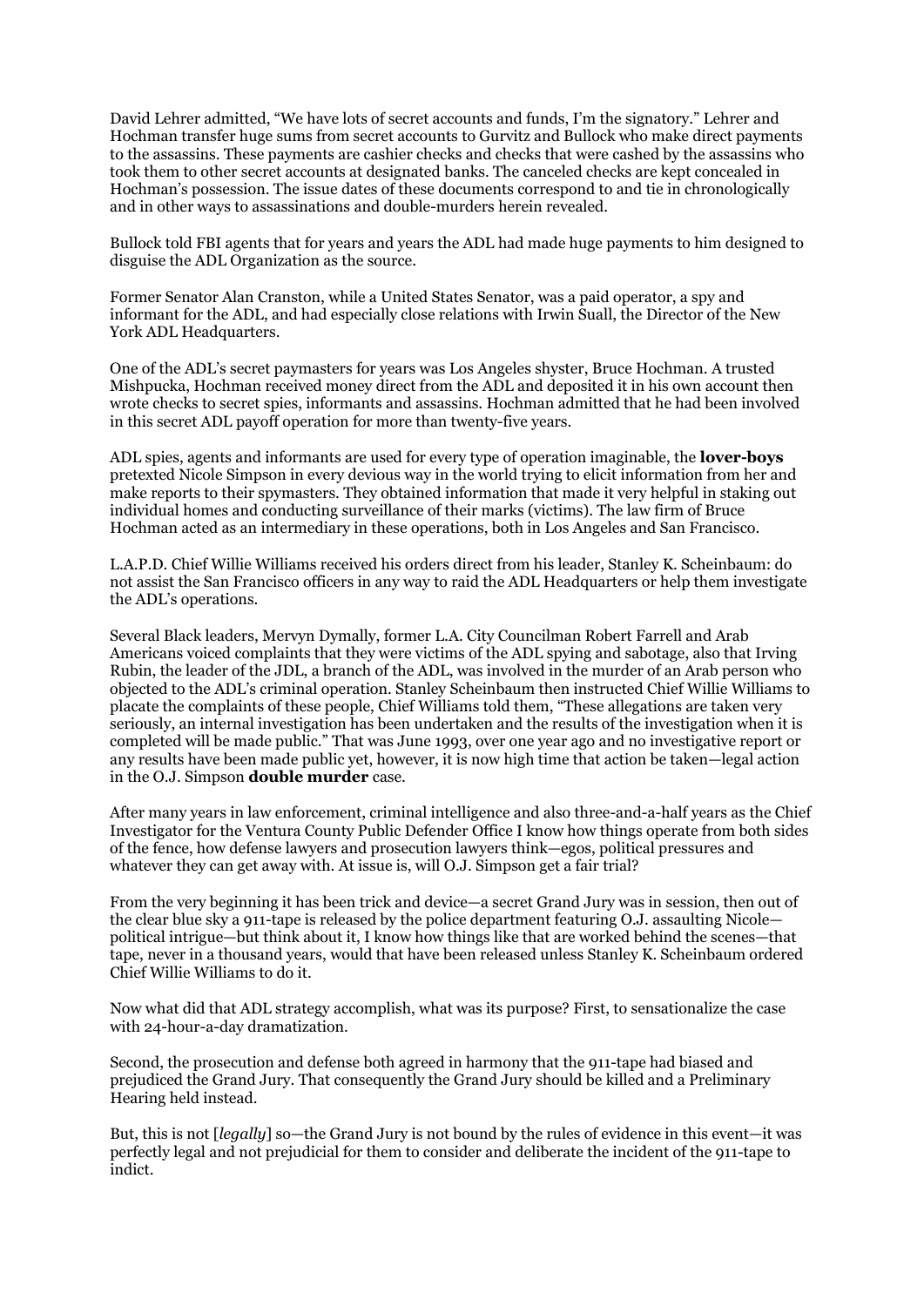David Lehrer admitted, "We have lots of secret accounts and funds, I'm the signatory." Lehrer and Hochman transfer huge sums from secret accounts to Gurvitz and Bullock who make direct payments to the assassins. These payments are cashier checks and checks that were cashed by the assassins who took them to other secret accounts at designated banks. The canceled checks are kept concealed in Hochman's possession. The issue dates of these documents correspond to and tie in chronologically and in other ways to assassinations and double-murders herein revealed.

Bullock told FBI agents that for years and years the ADL had made huge payments to him designed to disguise the ADL Organization as the source.

Former Senator Alan Cranston, while a United States Senator, was a paid operator, a spy and informant for the ADL, and had especially close relations with Irwin Suall, the Director of the New York ADL Headquarters.

One of the ADL's secret paymasters for years was Los Angeles shyster, Bruce Hochman. A trusted Mishpucka, Hochman received money direct from the ADL and deposited it in his own account then wrote checks to secret spies, informants and assassins. Hochman admitted that he had been involved in this secret ADL payoff operation for more than twenty-five years.

ADL spies, agents and informants are used for every type of operation imaginable, the **lover-boys** pretexted Nicole Simpson in every devious way in the world trying to elicit information from her and make reports to their spymasters. They obtained information that made it very helpful in staking out individual homes and conducting surveillance of their marks (victims). The law firm of Bruce Hochman acted as an intermediary in these operations, both in Los Angeles and San Francisco.

L.A.P.D. Chief Willie Williams received his orders direct from his leader, Stanley K. Scheinbaum: do not assist the San Francisco officers in any way to raid the ADL Headquarters or help them investigate the ADL's operations.

Several Black leaders, Mervyn Dymally, former L.A. City Councilman Robert Farrell and Arab Americans voiced complaints that they were victims of the ADL spying and sabotage, also that Irving Rubin, the leader of the JDL, a branch of the ADL, was involved in the murder of an Arab person who objected to the ADL's criminal operation. Stanley Scheinbaum then instructed Chief Willie Williams to placate the complaints of these people, Chief Williams told them, "These allegations are taken very seriously, an internal investigation has been undertaken and the results of the investigation when it is completed will be made public." That was June 1993, over one year ago and no investigative report or any results have been made public yet, however, it is now high time that action be taken—legal action in the O.J. Simpson **double murder** case.

After many years in law enforcement, criminal intelligence and also three-and-a-half years as the Chief Investigator for the Ventura County Public Defender Office I know how things operate from both sides of the fence, how defense lawyers and prosecution lawyers think—egos, political pressures and whatever they can get away with. At issue is, will O.J. Simpson get a fair trial?

From the very beginning it has been trick and device—a secret Grand Jury was in session, then out of the clear blue sky a 911-tape is released by the police department featuring O.J. assaulting Nicole—political intrigue—but think about it, I know how things like that are worked behind the scenes—that tape, never in a thousand years, would that have been released unless Stanley K. Scheinbaum ordered Chief Willie Williams to do it.

Now what did that ADL strategy accomplish, what was its purpose? First, to sensationalize the case with 24-hour-a-day dramatization.

Second, the prosecution and defense both agreed in harmony that the 911-tape had biased and prejudiced the Grand Jury. That consequently the Grand Jury should be killed and a Preliminary Hearing held instead.

But, this is not [*legally*] so—the Grand Jury is not bound by the rules of evidence in this event—it was perfectly legal and not prejudicial for them to consider and deliberate the incident of the 911-tape to indict.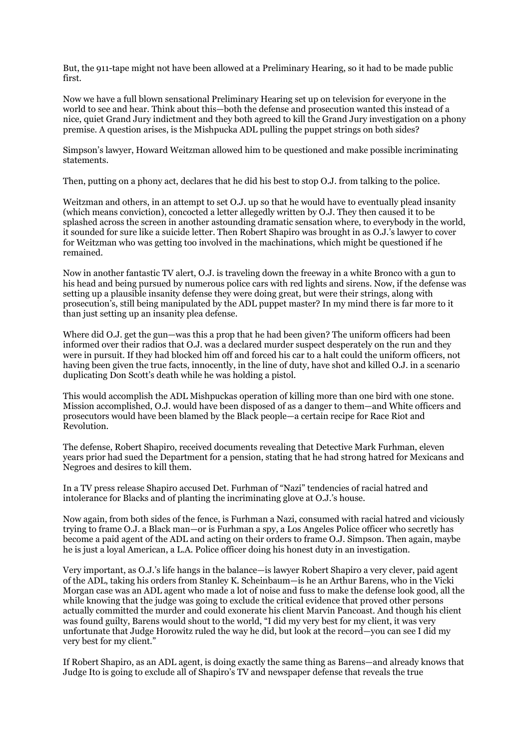But, the 911-tape might not have been allowed at a Preliminary Hearing, so it had to be made public first.

Now we have a full blown sensational Preliminary Hearing set up on television for everyone in the world to see and hear. Think about this—both the defense and prosecution wanted this instead of a nice, quiet Grand Jury indictment and they both agreed to kill the Grand Jury investigation on a phony premise. A question arises, is the Mishpucka ADL pulling the puppet strings on both sides?

Simpson's lawyer, Howard Weitzman allowed him to be questioned and make possible incriminating statements.

Then, putting on a phony act, declares that he did his best to stop O.J. from talking to the police.

Weitzman and others, in an attempt to set O.J. up so that he would have to eventually plead insanity (which means conviction), concocted a letter allegedly written by O.J. They then caused it to be splashed across the screen in another astounding dramatic sensation where, to everybody in the world, it sounded for sure like a suicide letter. Then Robert Shapiro was brought in as O.J.'s lawyer to cover for Weitzman who was getting too involved in the machinations, which might be questioned if he remained.

Now in another fantastic TV alert, O.J. is traveling down the freeway in a white Bronco with a gun to his head and being pursued by numerous police cars with red lights and sirens. Now, if the defense was setting up a plausible insanity defense they were doing great, but were their strings, along with prosecution's, still being manipulated by the ADL puppet master? In my mind there is far more to it than just setting up an insanity plea defense.

Where did O.J. get the gun—was this a prop that he had been given? The uniform officers had been informed over their radios that O.J. was a declared murder suspect desperately on the run and they were in pursuit. If they had blocked him off and forced his car to a halt could the uniform officers, not having been given the true facts, innocently, in the line of duty, have shot and killed O.J. in a scenario duplicating Don Scott's death while he was holding a pistol.

This would accomplish the ADL Mishpuckas operation of killing more than one bird with one stone. Mission accomplished, O.J. would have been disposed of as a danger to them—and White officers and prosecutors would have been blamed by the Black people—a certain recipe for Race Riot and Revolution.

The defense, Robert Shapiro, received documents revealing that Detective Mark Furhman, eleven years prior had sued the Department for a pension, stating that he had strong hatred for Mexicans and Negroes and desires to kill them.

In a TV press release Shapiro accused Det. Furhman of "Nazi" tendencies of racial hatred and intolerance for Blacks and of planting the incriminating glove at O.J.'s house.

Now again, from both sides of the fence, is Furhman a Nazi, consumed with racial hatred and viciously trying to frame O.J. a Black man—or is Furhman a spy, a Los Angeles Police officer who secretly has become a paid agent of the ADL and acting on their orders to frame O.J. Simpson. Then again, maybe he is just a loyal American, a L.A. Police officer doing his honest duty in an investigation.

Very important, as O.J.'s life hangs in the balance—is lawyer Robert Shapiro a very clever, paid agent of the ADL, taking his orders from Stanley K. Scheinbaum—is he an Arthur Barens, who in the Vicki Morgan case was an ADL agent who made a lot of noise and fuss to make the defense look good, all the while knowing that the judge was going to exclude the critical evidence that proved other persons actually committed the murder and could exonerate his client Marvin Pancoast. And though his client was found guilty, Barens would shout to the world, "I did my very best for my client, it was very unfortunate that Judge Horowitz ruled the way he did, but look at the record—you can see I did my very best for my client."

If Robert Shapiro, as an ADL agent, is doing exactly the same thing as Barens—and already knows that Judge Ito is going to exclude all of Shapiro's TV and newspaper defense that reveals the true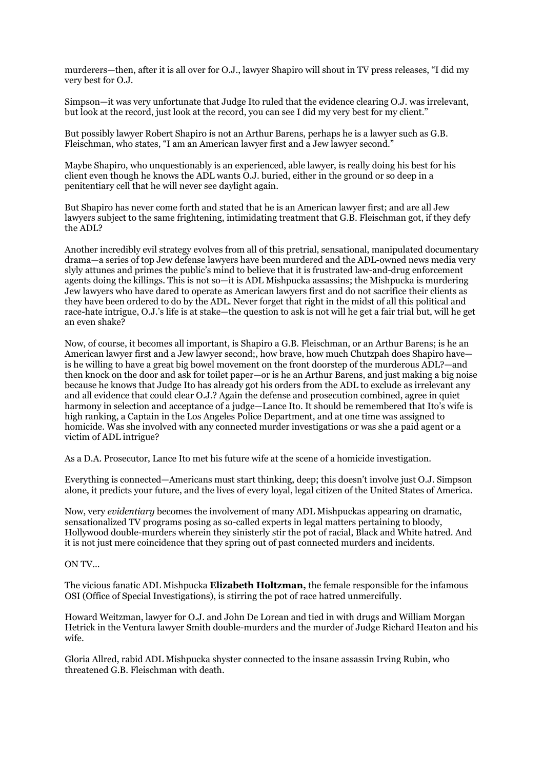murderers—then, after it is all over for O.J., lawyer Shapiro will shout in TV press releases, "I did my very best for O.J.

Simpson—it was very unfortunate that Judge Ito ruled that the evidence clearing O.J. was irrelevant, but look at the record, just look at the record, you can see I did my very best for my client."

But possibly lawyer Robert Shapiro is not an Arthur Barens, perhaps he is a lawyer such as G.B. Fleischman, who states, "I am an American lawyer first and a Jew lawyer second."

Maybe Shapiro, who unquestionably is an experienced, able lawyer, is really doing his best for his client even though he knows the ADL wants O.J. buried, either in the ground or so deep in a penitentiary cell that he will never see daylight again.

But Shapiro has never come forth and stated that he is an American lawyer first; and are all Jew lawyers subject to the same frightening, intimidating treatment that G.B. Fleischman got, if they defy the ADL?

Another incredibly evil strategy evolves from all of this pretrial, sensational, manipulated documentary drama—a series of top Jew defense lawyers have been murdered and the ADL-owned news media very slyly attunes and primes the public's mind to believe that it is frustrated law-and-drug enforcement agents doing the killings. This is not so—it is ADL Mishpucka assassins; the Mishpucka is murdering Jew lawyers who have dared to operate as American lawyers first and do not sacrifice their clients as they have been ordered to do by the ADL. Never forget that right in the midst of all this political and race-hate intrigue, O.J.'s life is at stake—the question to ask is not will he get a fair trial but, will he get an even shake?

Now, of course, it becomes all important, is Shapiro a G.B. Fleischman, or an Arthur Barens; is he an American lawyer first and a Jew lawyer second;, how brave, how much Chutzpah does Shapiro have—is he willing to have a great big bowel movement on the front doorstep of the murderous ADL?—and then knock on the door and ask for toilet paper—or is he an Arthur Barens, and just making a big noise because he knows that Judge Ito has already got his orders from the ADL to exclude as irrelevant any and all evidence that could clear O.J.? Again the defense and prosecution combined, agree in quiet harmony in selection and acceptance of a judge—Lance Ito. It should be remembered that Ito's wife is high ranking, a Captain in the Los Angeles Police Department, and at one time was assigned to homicide. Was she involved with any connected murder investigations or was she a paid agent or a victim of ADL intrigue?

As a D.A. Prosecutor, Lance Ito met his future wife at the scene of a homicide investigation.

Everything is connected—Americans must start thinking, deep; this doesn't involve just O.J. Simpson alone, it predicts your future, and the lives of every loyal, legal citizen of the United States of America.

Now, very *evidentiary* becomes the involvement of many ADL Mishpuckas appearing on dramatic, sensationalized TV programs posing as so-called experts in legal matters pertaining to bloody, Hollywood double-murders wherein they sinisterly stir the pot of racial, Black and White hatred. And it is not just mere coincidence that they spring out of past connected murders and incidents.

ON TV...

The vicious fanatic ADL Mishpucka **Elizabeth Holtzman,** the female responsible for the infamous OSI (Office of Special Investigations), is stirring the pot of race hatred unmercifully.

Howard Weitzman, lawyer for O.J. and John De Lorean and tied in with drugs and William Morgan Hetrick in the Ventura lawyer Smith double-murders and the murder of Judge Richard Heaton and his wife.

Gloria Allred, rabid ADL Mishpucka shyster connected to the insane assassin Irving Rubin, who threatened G.B. Fleischman with death.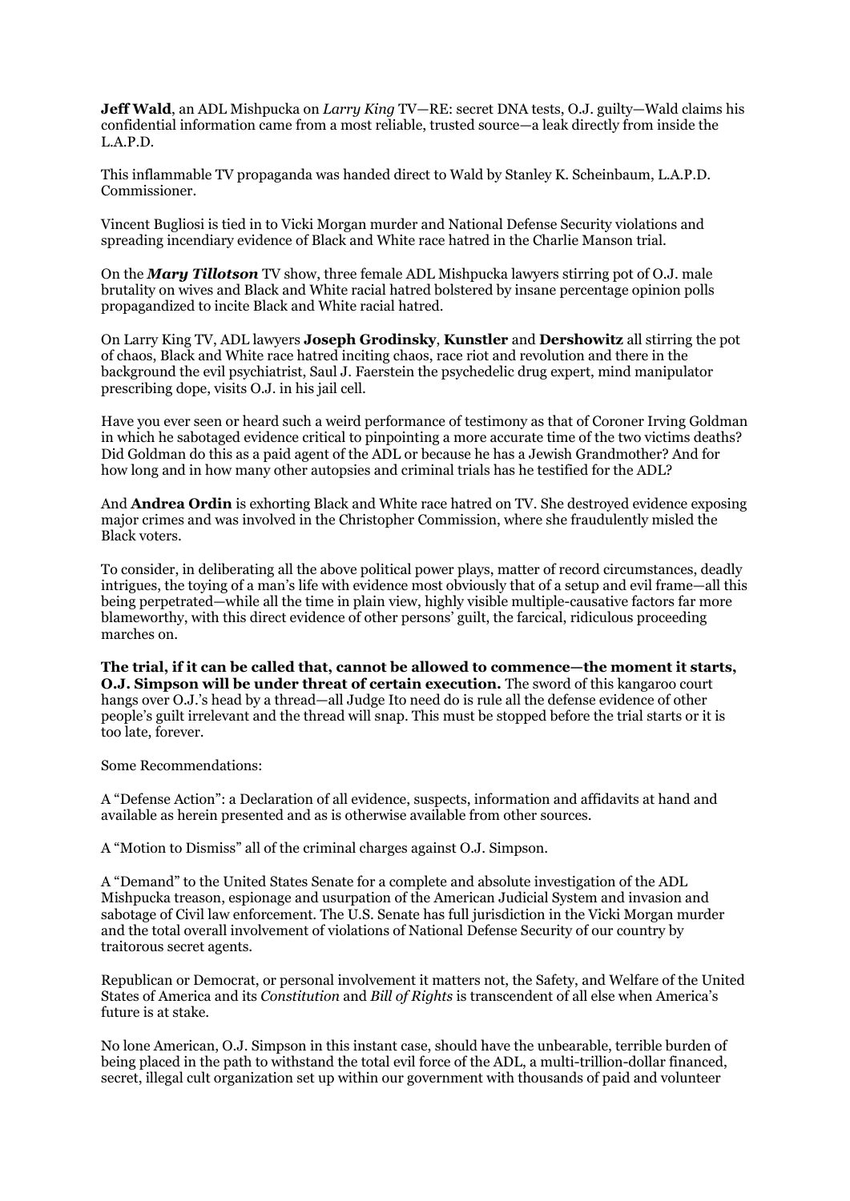**Jeff Wald**, an ADL Mishpucka on *Larry King* TV—RE: secret DNA tests, O.J. guilty—Wald claims his confidential information came from a most reliable, trusted source—a leak directly from inside the L.A.P.D.

This inflammable TV propaganda was handed direct to Wald by Stanley K. Scheinbaum, L.A.P.D. Commissioner.

Vincent Bugliosi is tied in to Vicki Morgan murder and National Defense Security violations and spreading incendiary evidence of Black and White race hatred in the Charlie Manson trial.

On the ***Mary Tillotson*** TV show, three female ADL Mishpucka lawyers stirring pot of O.J. male brutality on wives and Black and White racial hatred bolstered by insane percentage opinion polls propagandized to incite Black and White racial hatred.

On Larry King TV, ADL lawyers **Joseph Grodinsky**, **Kunstler** and **Dershowitz** all stirring the pot of chaos, Black and White race hatred inciting chaos, race riot and revolution and there in the background the evil psychiatrist, Saul J. Faerstein the psychedelic drug expert, mind manipulator prescribing dope, visits O.J. in his jail cell.

Have you ever seen or heard such a weird performance of testimony as that of Coroner Irving Goldman in which he sabotaged evidence critical to pinpointing a more accurate time of the two victims deaths? Did Goldman do this as a paid agent of the ADL or because he has a Jewish Grandmother? And for how long and in how many other autopsies and criminal trials has he testified for the ADL?

And **Andrea Ordin** is exhorting Black and White race hatred on TV. She destroyed evidence exposing major crimes and was involved in the Christopher Commission, where she fraudulently misled the Black voters.

To consider, in deliberating all the above political power plays, matter of record circumstances, deadly intrigues, the toying of a man's life with evidence most obviously that of a setup and evil frame—all this being perpetrated—while all the time in plain view, highly visible multiple-causative factors far more blameworthy, with this direct evidence of other persons' guilt, the farcical, ridiculous proceeding marches on.

**The trial, if it can be called that, cannot be allowed to commence—the moment it starts, O.J. Simpson will be under threat of certain execution.** The sword of this kangaroo court hangs over O.J.'s head by a thread—all Judge Ito need do is rule all the defense evidence of other people's guilt irrelevant and the thread will snap. This must be stopped before the trial starts or it is too late, forever.

Some Recommendations:

A "Defense Action": a Declaration of all evidence, suspects, information and affidavits at hand and available as herein presented and as is otherwise available from other sources.

A "Motion to Dismiss" all of the criminal charges against O.J. Simpson.

A "Demand" to the United States Senate for a complete and absolute investigation of the ADL Mishpucka treason, espionage and usurpation of the American Judicial System and invasion and sabotage of Civil law enforcement. The U.S. Senate has full jurisdiction in the Vicki Morgan murder and the total overall involvement of violations of National Defense Security of our country by traitorous secret agents.

Republican or Democrat, or personal involvement it matters not, the Safety, and Welfare of the United States of America and its *Constitution* and *Bill of Rights* is transcendent of all else when America's future is at stake.

No lone American, O.J. Simpson in this instant case, should have the unbearable, terrible burden of being placed in the path to withstand the total evil force of the ADL, a multi-trillion-dollar financed, secret, illegal cult organization set up within our government with thousands of paid and volunteer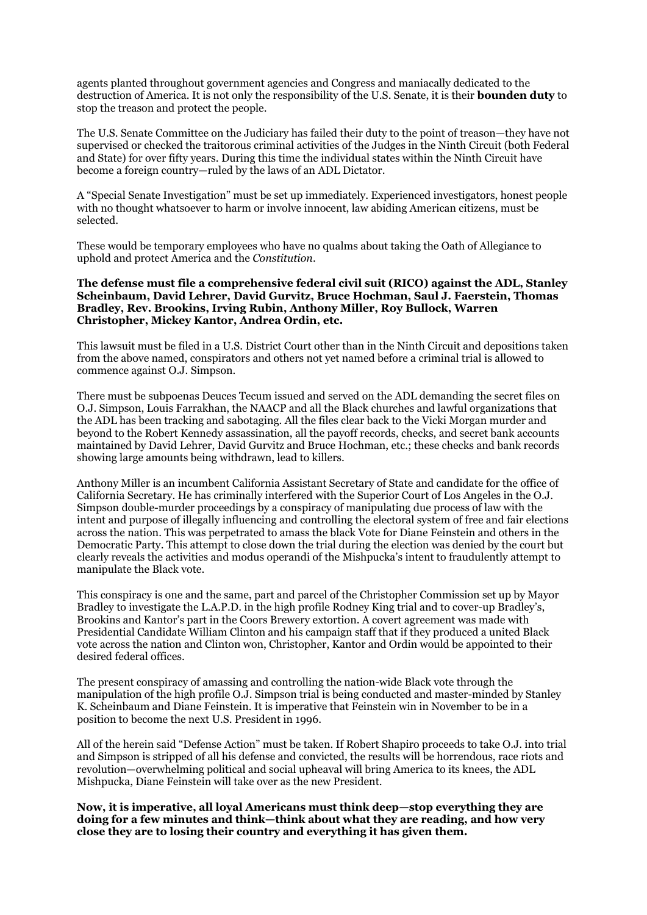agents planted throughout government agencies and Congress and maniacally dedicated to the destruction of America. It is not only the responsibility of the U.S. Senate, it is their **bounden duty** to stop the treason and protect the people.

The U.S. Senate Committee on the Judiciary has failed their duty to the point of treason—they have not supervised or checked the traitorous criminal activities of the Judges in the Ninth Circuit (both Federal and State) for over fifty years. During this time the individual states within the Ninth Circuit have become a foreign country—ruled by the laws of an ADL Dictator.

A "Special Senate Investigation" must be set up immediately. Experienced investigators, honest people with no thought whatsoever to harm or involve innocent, law abiding American citizens, must be selected.

These would be temporary employees who have no qualms about taking the Oath of Allegiance to uphold and protect America and the *Constitution*.

**The defense must file a comprehensive federal civil suit (RICO) against the ADL, Stanley Scheinbaum, David Lehrer, David Gurvitz, Bruce Hochman, Saul J. Faerstein, Thomas Bradley, Rev. Brookins, Irving Rubin, Anthony Miller, Roy Bullock, Warren Christopher, Mickey Kantor, Andrea Ordin, etc.**

This lawsuit must be filed in a U.S. District Court other than in the Ninth Circuit and depositions taken from the above named, conspirators and others not yet named before a criminal trial is allowed to commence against O.J. Simpson.

There must be subpoenas Deuces Tecum issued and served on the ADL demanding the secret files on O.J. Simpson, Louis Farrakhan, the NAACP and all the Black churches and lawful organizations that the ADL has been tracking and sabotaging. All the files clear back to the Vicki Morgan murder and beyond to the Robert Kennedy assassination, all the payoff records, checks, and secret bank accounts maintained by David Lehrer, David Gurvitz and Bruce Hochman, etc.; these checks and bank records showing large amounts being withdrawn, lead to killers.

Anthony Miller is an incumbent California Assistant Secretary of State and candidate for the office of California Secretary. He has criminally interfered with the Superior Court of Los Angeles in the O.J. Simpson double-murder proceedings by a conspiracy of manipulating due process of law with the intent and purpose of illegally influencing and controlling the electoral system of free and fair elections across the nation. This was perpetrated to amass the black Vote for Diane Feinstein and others in the Democratic Party. This attempt to close down the trial during the election was denied by the court but clearly reveals the activities and modus operandi of the Mishpucka's intent to fraudulently attempt to manipulate the Black vote.

This conspiracy is one and the same, part and parcel of the Christopher Commission set up by Mayor Bradley to investigate the L.A.P.D. in the high profile Rodney King trial and to cover-up Bradley's, Brookins and Kantor's part in the Coors Brewery extortion. A covert agreement was made with Presidential Candidate William Clinton and his campaign staff that if they produced a united Black vote across the nation and Clinton won, Christopher, Kantor and Ordin would be appointed to their desired federal offices.

The present conspiracy of amassing and controlling the nation-wide Black vote through the manipulation of the high profile O.J. Simpson trial is being conducted and master-minded by Stanley K. Scheinbaum and Diane Feinstein. It is imperative that Feinstein win in November to be in a position to become the next U.S. President in 1996.

All of the herein said "Defense Action" must be taken. If Robert Shapiro proceeds to take O.J. into trial and Simpson is stripped of all his defense and convicted, the results will be horrendous, race riots and revolution—overwhelming political and social upheaval will bring America to its knees, the ADL Mishpucka, Diane Feinstein will take over as the new President.

**Now, it is imperative, all loyal Americans must think deep—stop everything they are doing for a few minutes and think—think about what they are reading, and how very close they are to losing their country and everything it has given them.**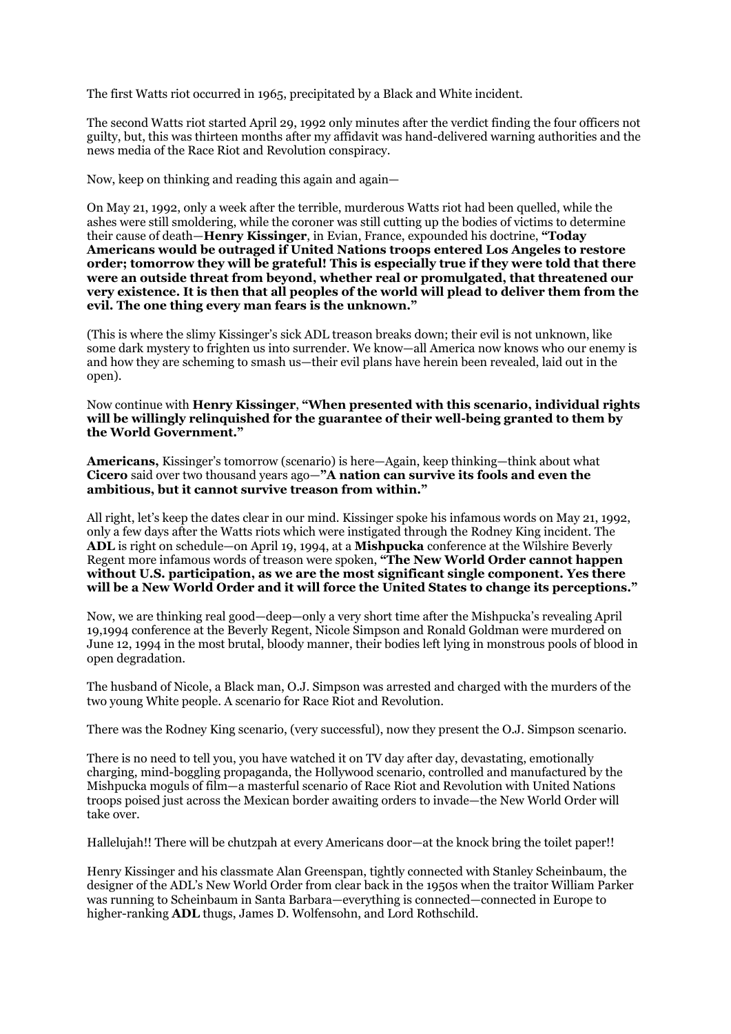The first Watts riot occurred in 1965, precipitated by a Black and White incident.

The second Watts riot started April 29, 1992 only minutes after the verdict finding the four officers not guilty, but, this was thirteen months after my affidavit was hand-delivered warning authorities and the news media of the Race Riot and Revolution conspiracy.

Now, keep on thinking and reading this again and again—

On May 21, 1992, only a week after the terrible, murderous Watts riot had been quelled, while the ashes were still smoldering, while the coroner was still cutting up the bodies of victims to determine their cause of death—**Henry Kissinger**, in Evian, France, expounded his doctrine, **"Today Americans would be outraged if United Nations troops entered Los Angeles to restore order; tomorrow they will be grateful! This is especially true if they were told that there were an outside threat from beyond, whether real or promulgated, that threatened our very existence. It is then that all peoples of the world will plead to deliver them from the evil. The one thing every man fears is the unknown."**

(This is where the slimy Kissinger's sick ADL treason breaks down; their evil is not unknown, like some dark mystery to frighten us into surrender. We know—all America now knows who our enemy is and how they are scheming to smash us—their evil plans have herein been revealed, laid out in the open).

Now continue with **Henry Kissinger**, **"When presented with this scenario, individual rights will be willingly relinquished for the guarantee of their well-being granted to them by the World Government."**

**Americans,** Kissinger's tomorrow (scenario) is here—Again, keep thinking—think about what **Cicero** said over two thousand years ago—**"A nation can survive its fools and even the ambitious, but it cannot survive treason from within."**

All right, let's keep the dates clear in our mind. Kissinger spoke his infamous words on May 21, 1992, only a few days after the Watts riots which were instigated through the Rodney King incident. The **ADL** is right on schedule—on April 19, 1994, at a **Mishpucka** conference at the Wilshire Beverly Regent more infamous words of treason were spoken, **"The New World Order cannot happen without U.S. participation, as we are the most significant single component. Yes there will be a New World Order and it will force the United States to change its perceptions."**

Now, we are thinking real good—deep—only a very short time after the Mishpucka's revealing April 19,1994 conference at the Beverly Regent, Nicole Simpson and Ronald Goldman were murdered on June 12, 1994 in the most brutal, bloody manner, their bodies left lying in monstrous pools of blood in open degradation.

The husband of Nicole, a Black man, O.J. Simpson was arrested and charged with the murders of the two young White people. A scenario for Race Riot and Revolution.

There was the Rodney King scenario, (very successful), now they present the O.J. Simpson scenario.

There is no need to tell you, you have watched it on TV day after day, devastating, emotionally charging, mind-boggling propaganda, the Hollywood scenario, controlled and manufactured by the Mishpucka moguls of film—a masterful scenario of Race Riot and Revolution with United Nations troops poised just across the Mexican border awaiting orders to invade—the New World Order will take over.

Hallelujah!! There will be chutzpah at every Americans door—at the knock bring the toilet paper!!

Henry Kissinger and his classmate Alan Greenspan, tightly connected with Stanley Scheinbaum, the designer of the ADL's New World Order from clear back in the 1950s when the traitor William Parker was running to Scheinbaum in Santa Barbara—everything is connected—connected in Europe to higher-ranking **ADL** thugs, James D. Wolfensohn, and Lord Rothschild.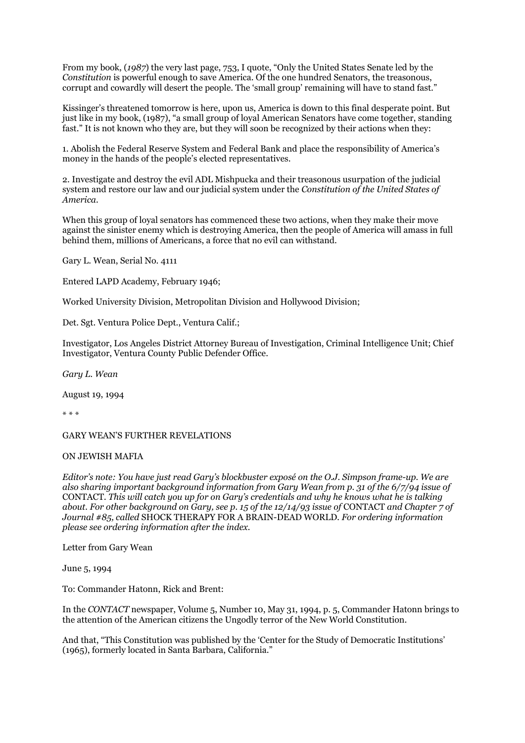From my book, (*1987*) the very last page, 753, I quote, "Only the United States Senate led by the *Constitution* is powerful enough to save America. Of the one hundred Senators, the treasonous, corrupt and cowardly will desert the people. The 'small group' remaining will have to stand fast."

Kissinger's threatened tomorrow is here, upon us, America is down to this final desperate point. But just like in my book, (1987), "a small group of loyal American Senators have come together, standing fast." It is not known who they are, but they will soon be recognized by their actions when they:

1. Abolish the Federal Reserve System and Federal Bank and place the responsibility of America's money in the hands of the people's elected representatives.

2. Investigate and destroy the evil ADL Mishpucka and their treasonous usurpation of the judicial system and restore our law and our judicial system under the *Constitution of the United States of America*.

When this group of loyal senators has commenced these two actions, when they make their move against the sinister enemy which is destroying America, then the people of America will amass in full behind them, millions of Americans, a force that no evil can withstand.

Gary L. Wean, Serial No. 4111

Entered LAPD Academy, February 1946;

Worked University Division, Metropolitan Division and Hollywood Division;

Det. Sgt. Ventura Police Dept., Ventura Calif.;

Investigator, Los Angeles District Attorney Bureau of Investigation, Criminal Intelligence Unit; Chief Investigator, Ventura County Public Defender Office.

*Gary L. Wean*

August 19, 1994

\* \* \*

GARY WEAN'S FURTHER REVELATIONS

ON JEWISH MAFIA

*Editor's note: You have just read Gary's blockbuster exposé on the O.J. Simpson frame-up. We are also sharing important background information from Gary Wean from p. 31 of the 6/7/94 issue of* CONTACT. *This will catch you up for on Gary's credentials and why he knows what he is talking about. For other background on Gary, see p. 15 of the 12/14/93 issue of* CONTACT *and Chapter 7 of Journal #85, called* SHOCK THERAPY FOR A BRAIN-DEAD WORLD. *For ordering information please see ordering information after the index.*

Letter from Gary Wean

June 5, 1994

To: Commander Hatonn, Rick and Brent:

In the *CONTACT* newspaper, Volume 5, Number 10, May 31, 1994, p. 5, Commander Hatonn brings to the attention of the American citizens the Ungodly terror of the New World Constitution.

And that, "This Constitution was published by the 'Center for the Study of Democratic Institutions' (1965), formerly located in Santa Barbara, California."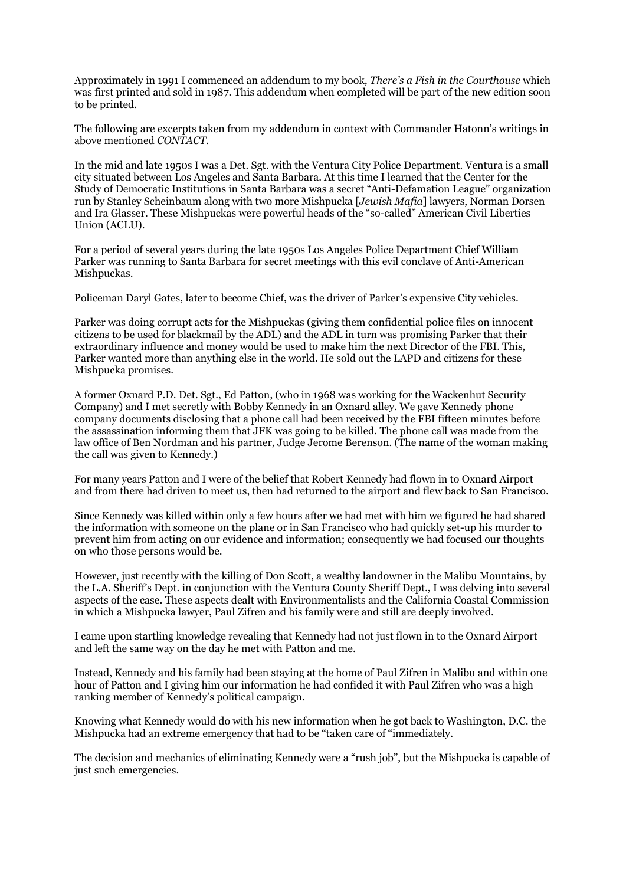Approximately in 1991 I commenced an addendum to my book, *There's a Fish in the Courthouse* which was first printed and sold in 1987. This addendum when completed will be part of the new edition soon to be printed.

The following are excerpts taken from my addendum in context with Commander Hatonn's writings in above mentioned *CONTACT*.

In the mid and late 1950s I was a Det. Sgt. with the Ventura City Police Department. Ventura is a small city situated between Los Angeles and Santa Barbara. At this time I learned that the Center for the Study of Democratic Institutions in Santa Barbara was a secret "Anti-Defamation League" organization run by Stanley Scheinbaum along with two more Mishpucka [*Jewish Mafia*] lawyers, Norman Dorsen and Ira Glasser. These Mishpuckas were powerful heads of the "so-called" American Civil Liberties Union (ACLU).

For a period of several years during the late 1950s Los Angeles Police Department Chief William Parker was running to Santa Barbara for secret meetings with this evil conclave of Anti-American Mishpuckas.

Policeman Daryl Gates, later to become Chief, was the driver of Parker's expensive City vehicles.

Parker was doing corrupt acts for the Mishpuckas (giving them confidential police files on innocent citizens to be used for blackmail by the ADL) and the ADL in turn was promising Parker that their extraordinary influence and money would be used to make him the next Director of the FBI. This, Parker wanted more than anything else in the world. He sold out the LAPD and citizens for these Mishpucka promises.

A former Oxnard P.D. Det. Sgt., Ed Patton, (who in 1968 was working for the Wackenhut Security Company) and I met secretly with Bobby Kennedy in an Oxnard alley. We gave Kennedy phone company documents disclosing that a phone call had been received by the FBI fifteen minutes before the assassination informing them that JFK was going to be killed. The phone call was made from the law office of Ben Nordman and his partner, Judge Jerome Berenson. (The name of the woman making the call was given to Kennedy.)

For many years Patton and I were of the belief that Robert Kennedy had flown in to Oxnard Airport and from there had driven to meet us, then had returned to the airport and flew back to San Francisco.

Since Kennedy was killed within only a few hours after we had met with him we figured he had shared the information with someone on the plane or in San Francisco who had quickly set-up his murder to prevent him from acting on our evidence and information; consequently we had focused our thoughts on who those persons would be.

However, just recently with the killing of Don Scott, a wealthy landowner in the Malibu Mountains, by the L.A. Sheriff's Dept. in conjunction with the Ventura County Sheriff Dept., I was delving into several aspects of the case. These aspects dealt with Environmentalists and the California Coastal Commission in which a Mishpucka lawyer, Paul Zifren and his family were and still are deeply involved.

I came upon startling knowledge revealing that Kennedy had not just flown in to the Oxnard Airport and left the same way on the day he met with Patton and me.

Instead, Kennedy and his family had been staying at the home of Paul Zifren in Malibu and within one hour of Patton and I giving him our information he had confided it with Paul Zifren who was a high ranking member of Kennedy's political campaign.

Knowing what Kennedy would do with his new information when he got back to Washington, D.C. the Mishpucka had an extreme emergency that had to be "taken care of "immediately.

The decision and mechanics of eliminating Kennedy were a "rush job", but the Mishpucka is capable of just such emergencies.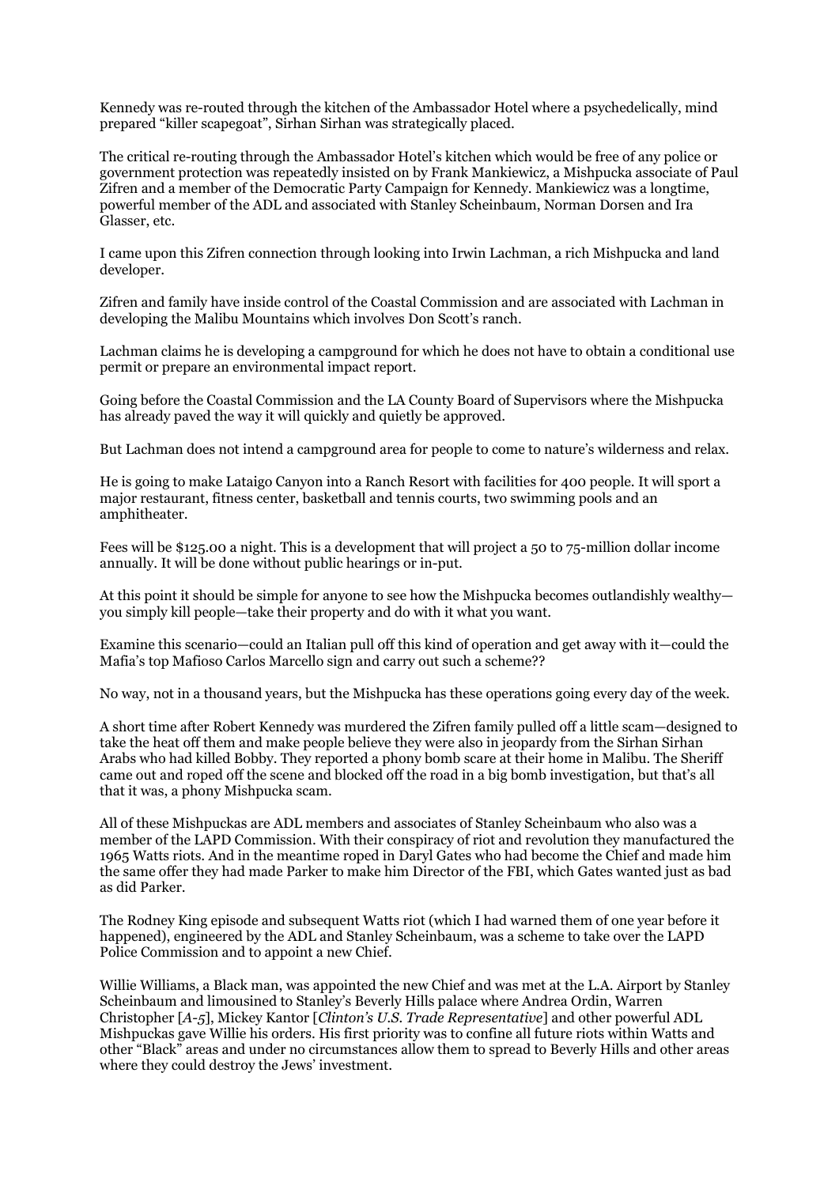Kennedy was re-routed through the kitchen of the Ambassador Hotel where a psychedelically, mind prepared "killer scapegoat", Sirhan Sirhan was strategically placed.

The critical re-routing through the Ambassador Hotel's kitchen which would be free of any police or government protection was repeatedly insisted on by Frank Mankiewicz, a Mishpucka associate of Paul Zifren and a member of the Democratic Party Campaign for Kennedy. Mankiewicz was a longtime, powerful member of the ADL and associated with Stanley Scheinbaum, Norman Dorsen and Ira Glasser, etc.

I came upon this Zifren connection through looking into Irwin Lachman, a rich Mishpucka and land developer.

Zifren and family have inside control of the Coastal Commission and are associated with Lachman in developing the Malibu Mountains which involves Don Scott's ranch.

Lachman claims he is developing a campground for which he does not have to obtain a conditional use permit or prepare an environmental impact report.

Going before the Coastal Commission and the LA County Board of Supervisors where the Mishpucka has already paved the way it will quickly and quietly be approved.

But Lachman does not intend a campground area for people to come to nature's wilderness and relax.

He is going to make Lataigo Canyon into a Ranch Resort with facilities for 400 people. It will sport a major restaurant, fitness center, basketball and tennis courts, two swimming pools and an amphitheater.

Fees will be $125.00 a night. This is a development that will project a 50 to 75-million dollar income annually. It will be done without public hearings or in-put.

At this point it should be simple for anyone to see how the Mishpucka becomes outlandishly wealthy—you simply kill people—take their property and do with it what you want.

Examine this scenario—could an Italian pull off this kind of operation and get away with it—could the Mafia's top Mafioso Carlos Marcello sign and carry out such a scheme??

No way, not in a thousand years, but the Mishpucka has these operations going every day of the week.

A short time after Robert Kennedy was murdered the Zifren family pulled off a little scam—designed to take the heat off them and make people believe they were also in jeopardy from the Sirhan Sirhan Arabs who had killed Bobby. They reported a phony bomb scare at their home in Malibu. The Sheriff came out and roped off the scene and blocked off the road in a big bomb investigation, but that's all that it was, a phony Mishpucka scam.

All of these Mishpuckas are ADL members and associates of Stanley Scheinbaum who also was a member of the LAPD Commission. With their conspiracy of riot and revolution they manufactured the 1965 Watts riots. And in the meantime roped in Daryl Gates who had become the Chief and made him the same offer they had made Parker to make him Director of the FBI, which Gates wanted just as bad as did Parker.

The Rodney King episode and subsequent Watts riot (which I had warned them of one year before it happened), engineered by the ADL and Stanley Scheinbaum, was a scheme to take over the LAPD Police Commission and to appoint a new Chief.

Willie Williams, a Black man, was appointed the new Chief and was met at the L.A. Airport by Stanley Scheinbaum and limousined to Stanley's Beverly Hills palace where Andrea Ordin, Warren Christopher [*A-5*], Mickey Kantor [*Clinton's U.S. Trade Representative*] and other powerful ADL Mishpuckas gave Willie his orders. His first priority was to confine all future riots within Watts and other "Black" areas and under no circumstances allow them to spread to Beverly Hills and other areas where they could destroy the Jews' investment.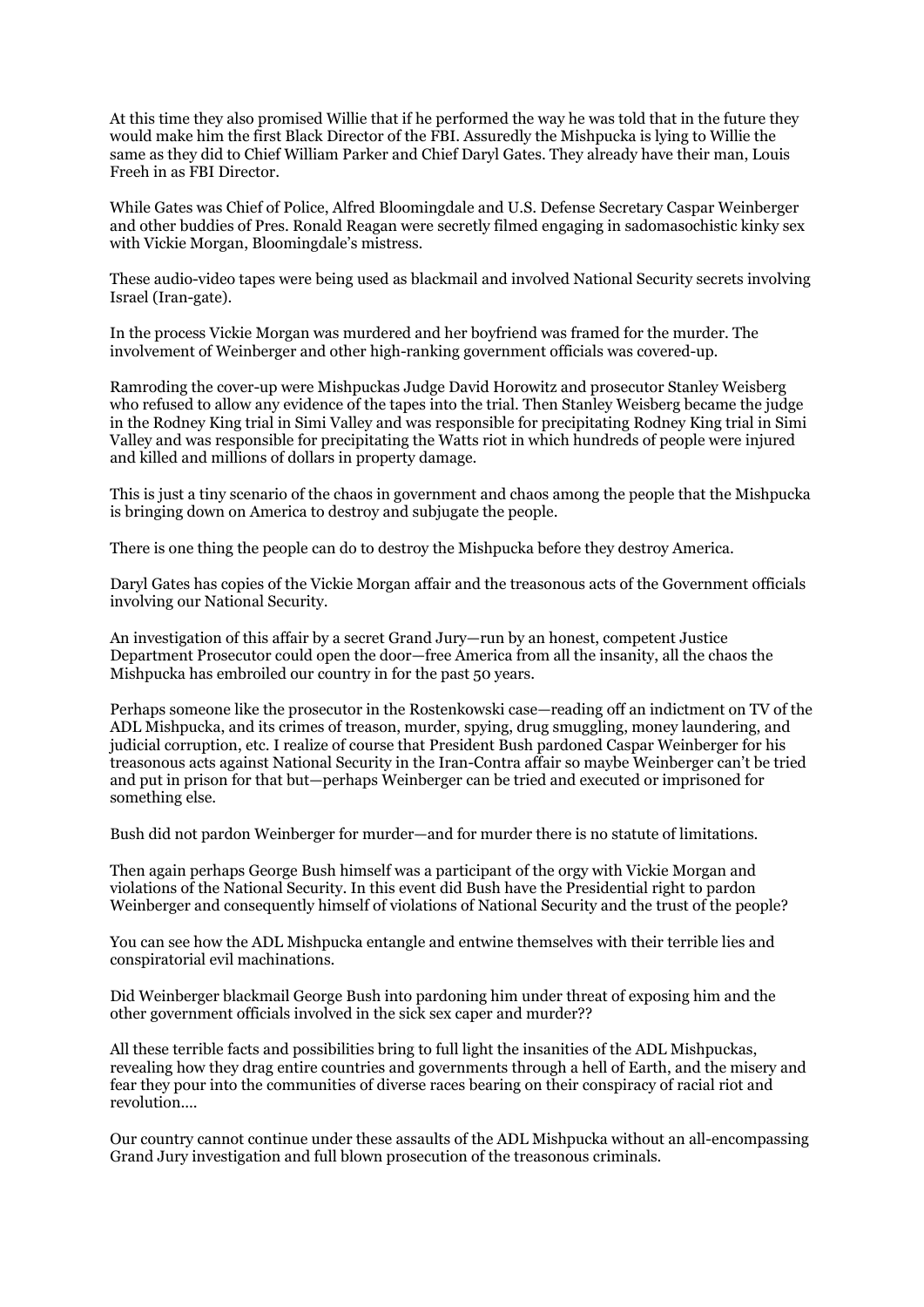At this time they also promised Willie that if he performed the way he was told that in the future they would make him the first Black Director of the FBI. Assuredly the Mishpucka is lying to Willie the same as they did to Chief William Parker and Chief Daryl Gates. They already have their man, Louis Freeh in as FBI Director.

While Gates was Chief of Police, Alfred Bloomingdale and U.S. Defense Secretary Caspar Weinberger and other buddies of Pres. Ronald Reagan were secretly filmed engaging in sadomasochistic kinky sex with Vickie Morgan, Bloomingdale's mistress.

These audio-video tapes were being used as blackmail and involved National Security secrets involving Israel (Iran-gate).

In the process Vickie Morgan was murdered and her boyfriend was framed for the murder. The involvement of Weinberger and other high-ranking government officials was covered-up.

Ramroding the cover-up were Mishpuckas Judge David Horowitz and prosecutor Stanley Weisberg who refused to allow any evidence of the tapes into the trial. Then Stanley Weisberg became the judge in the Rodney King trial in Simi Valley and was responsible for precipitating Rodney King trial in Simi Valley and was responsible for precipitating the Watts riot in which hundreds of people were injured and killed and millions of dollars in property damage.

This is just a tiny scenario of the chaos in government and chaos among the people that the Mishpucka is bringing down on America to destroy and subjugate the people.

There is one thing the people can do to destroy the Mishpucka before they destroy America.

Daryl Gates has copies of the Vickie Morgan affair and the treasonous acts of the Government officials involving our National Security.

An investigation of this affair by a secret Grand Jury—run by an honest, competent Justice Department Prosecutor could open the door—free America from all the insanity, all the chaos the Mishpucka has embroiled our country in for the past 50 years.

Perhaps someone like the prosecutor in the Rostenkowski case—reading off an indictment on TV of the ADL Mishpucka, and its crimes of treason, murder, spying, drug smuggling, money laundering, and judicial corruption, etc. I realize of course that President Bush pardoned Caspar Weinberger for his treasonous acts against National Security in the Iran-Contra affair so maybe Weinberger can't be tried and put in prison for that but—perhaps Weinberger can be tried and executed or imprisoned for something else.

Bush did not pardon Weinberger for murder—and for murder there is no statute of limitations.

Then again perhaps George Bush himself was a participant of the orgy with Vickie Morgan and violations of the National Security. In this event did Bush have the Presidential right to pardon Weinberger and consequently himself of violations of National Security and the trust of the people?

You can see how the ADL Mishpucka entangle and entwine themselves with their terrible lies and conspiratorial evil machinations.

Did Weinberger blackmail George Bush into pardoning him under threat of exposing him and the other government officials involved in the sick sex caper and murder??

All these terrible facts and possibilities bring to full light the insanities of the ADL Mishpuckas, revealing how they drag entire countries and governments through a hell of Earth, and the misery and fear they pour into the communities of diverse races bearing on their conspiracy of racial riot and revolution....

Our country cannot continue under these assaults of the ADL Mishpucka without an all-encompassing Grand Jury investigation and full blown prosecution of the treasonous criminals.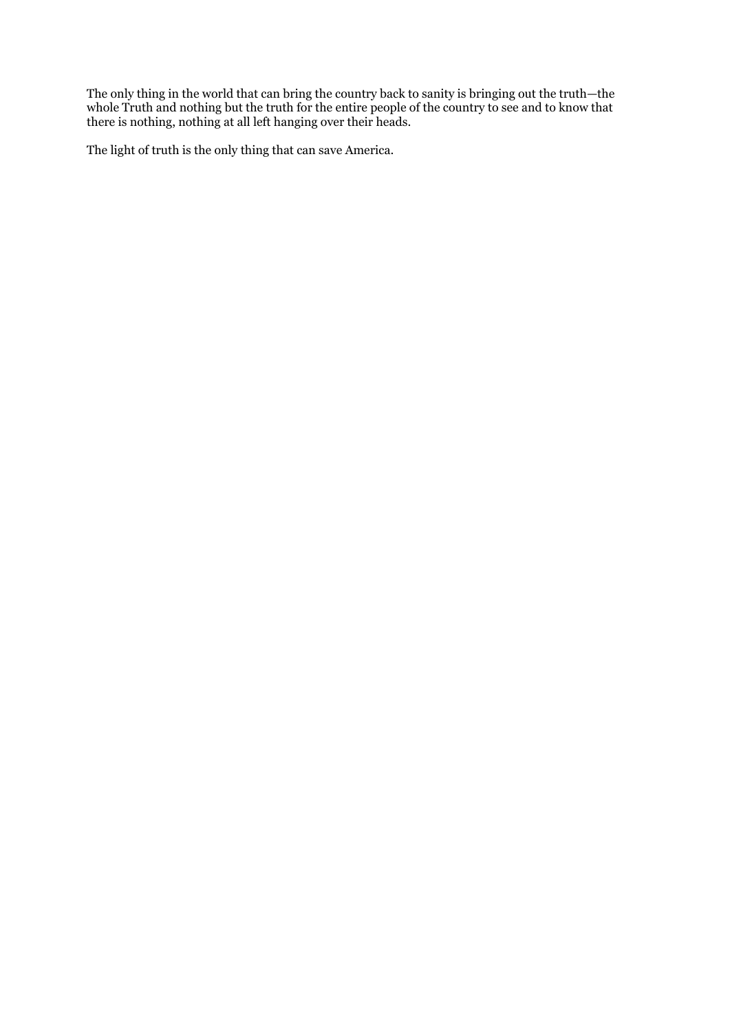The only thing in the world that can bring the country back to sanity is bringing out the truth—the whole Truth and nothing but the truth for the entire people of the country to see and to know that there is nothing, nothing at all left hanging over their heads.

The light of truth is the only thing that can save America.